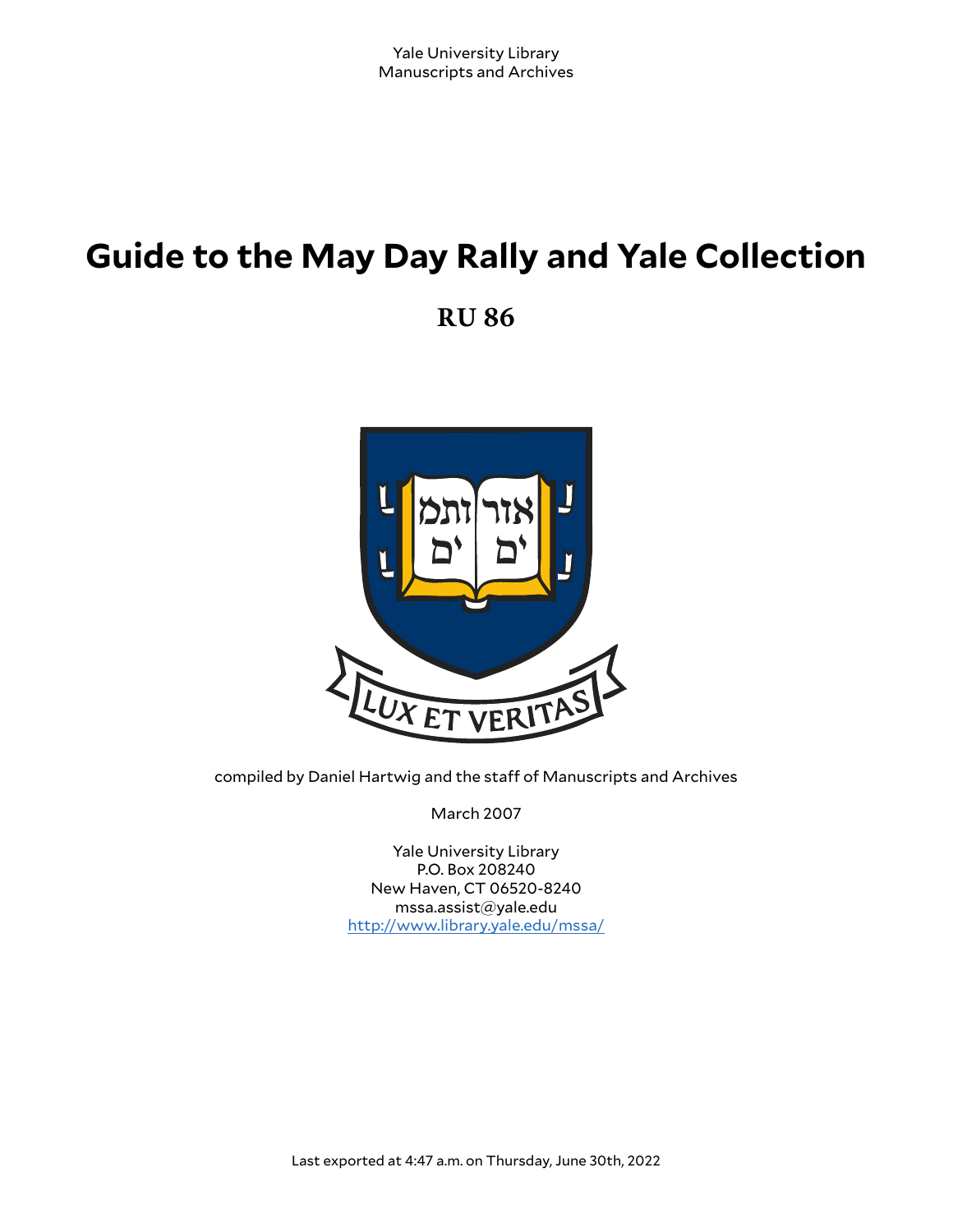Yale University Library
Manuscripts and Archives

# Guide to the May Day Rally and Yale Collection

## RU 86

compiled by Daniel Hartwig and the staff of Manuscripts and Archives

March 2007

Yale University Library
P.O. Box 208240
New Haven, CT 06520-8240
mssa.assist@yale.edu
http://www.library.yale.edu/mssa/

Last exported at 4:47 a.m. on Thursday, June 30th, 2022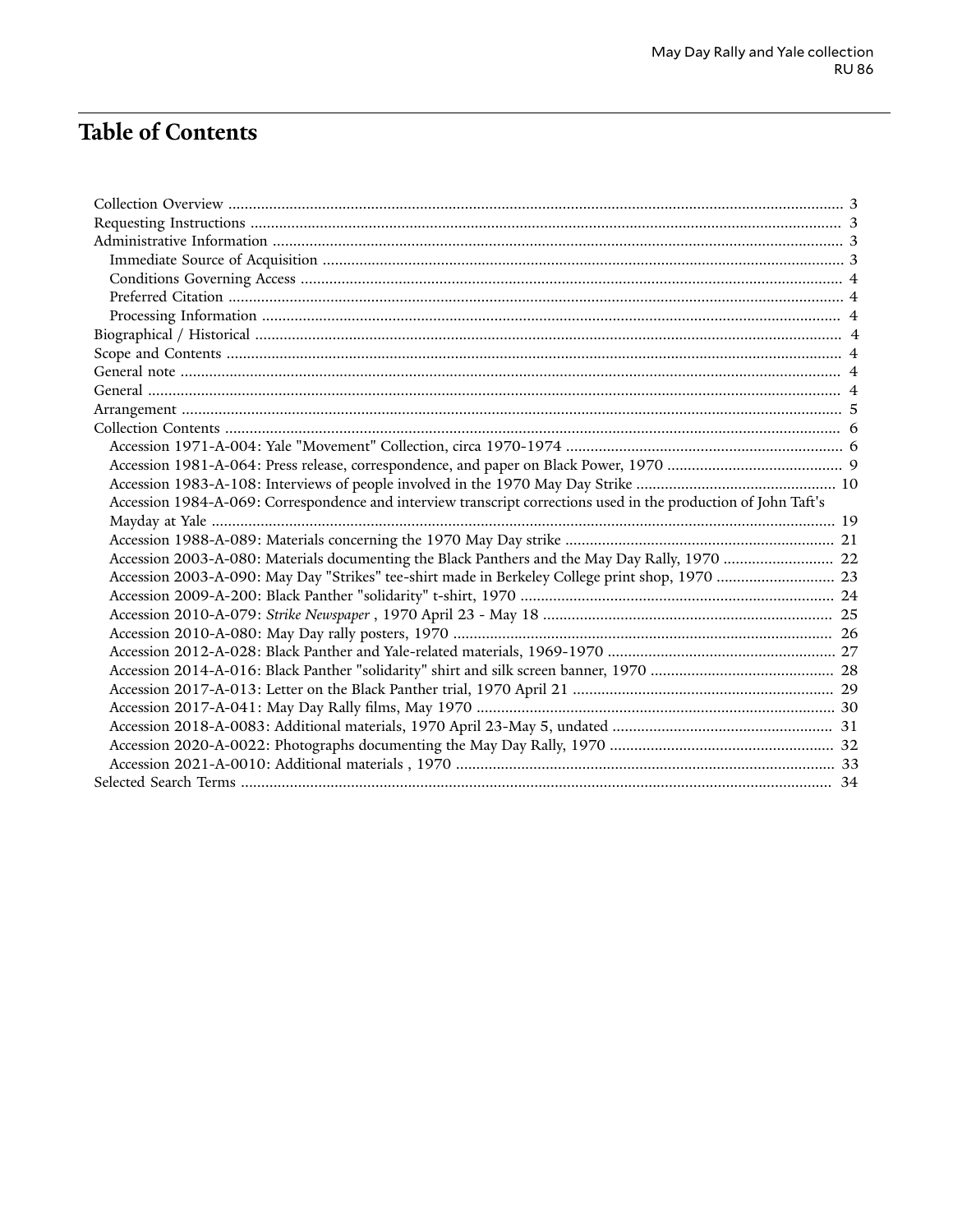# Table of Contents

- Collection Overview ... 3
- Requesting Instructions ... 3
- Administrative Information ... 3
  - Immediate Source of Acquisition ... 3
  - Conditions Governing Access ... 4
  - Preferred Citation ... 4
  - Processing Information ... 4
- Biographical / Historical ... 4
- Scope and Contents ... 4
- General note ... 4
- General ... 4
- Arrangement ... 5
- Collection Contents ... 6
  - Accession 1971-A-004: Yale "Movement" Collection, circa 1970-1974 ... 6
  - Accession 1981-A-064: Press release, correspondence, and paper on Black Power, 1970 ... 9
  - Accession 1983-A-108: Interviews of people involved in the 1970 May Day Strike ... 10
  - Accession 1984-A-069: Correspondence and interview transcript corrections used in the production of John Taft's Mayday at Yale ... 19
  - Accession 1988-A-089: Materials concerning the 1970 May Day strike ... 21
  - Accession 2003-A-080: Materials documenting the Black Panthers and the May Day Rally, 1970 ... 22
  - Accession 2003-A-090: May Day "Strikes" tee-shirt made in Berkeley College print shop, 1970 ... 23
  - Accession 2009-A-200: Black Panther "solidarity" t-shirt, 1970 ... 24
  - Accession 2010-A-079: *Strike Newspaper* , 1970 April 23 - May 18 ... 25
  - Accession 2010-A-080: May Day rally posters, 1970 ... 26
  - Accession 2012-A-028: Black Panther and Yale-related materials, 1969-1970 ... 27
  - Accession 2014-A-016: Black Panther "solidarity" shirt and silk screen banner, 1970 ... 28
  - Accession 2017-A-013: Letter on the Black Panther trial, 1970 April 21 ... 29
  - Accession 2017-A-041: May Day Rally films, May 1970 ... 30
  - Accession 2018-A-0083: Additional materials, 1970 April 23-May 5, undated ... 31
  - Accession 2020-A-0022: Photographs documenting the May Day Rally, 1970 ... 32
  - Accession 2021-A-0010: Additional materials , 1970 ... 33
- Selected Search Terms ... 34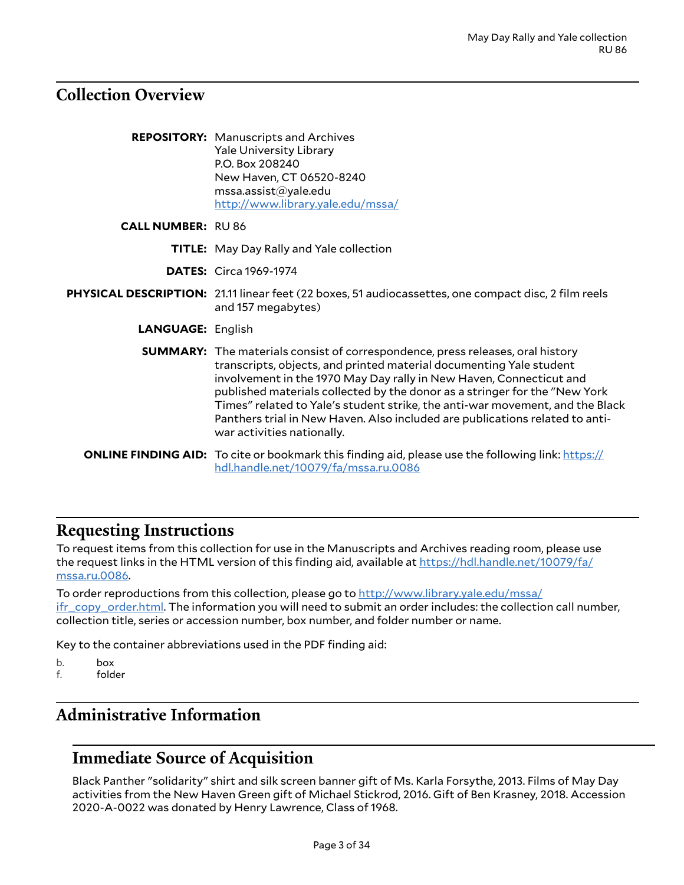## Collection Overview

**REPOSITORY:** Manuscripts and Archives
Yale University Library
P.O. Box 208240
New Haven, CT 06520-8240
mssa.assist@yale.edu
http://www.library.yale.edu/mssa/

**CALL NUMBER:** RU 86

**TITLE:** May Day Rally and Yale collection

**DATES:** Circa 1969-1974

**PHYSICAL DESCRIPTION:** 21.11 linear feet (22 boxes, 51 audiocassettes, one compact disc, 2 film reels and 157 megabytes)

**LANGUAGE:** English

**SUMMARY:** The materials consist of correspondence, press releases, oral history transcripts, objects, and printed material documenting Yale student involvement in the 1970 May Day rally in New Haven, Connecticut and published materials collected by the donor as a stringer for the "New York Times" related to Yale's student strike, the anti-war movement, and the Black Panthers trial in New Haven. Also included are publications related to anti-war activities nationally.

**ONLINE FINDING AID:** To cite or bookmark this finding aid, please use the following link: https://hdl.handle.net/10079/fa/mssa.ru.0086

## Requesting Instructions

To request items from this collection for use in the Manuscripts and Archives reading room, please use the request links in the HTML version of this finding aid, available at https://hdl.handle.net/10079/fa/mssa.ru.0086.

To order reproductions from this collection, please go to http://www.library.yale.edu/mssa/ifr_copy_order.html. The information you will need to submit an order includes: the collection call number, collection title, series or accession number, box number, and folder number or name.

Key to the container abbreviations used in the PDF finding aid:

b. box
f. folder

## Administrative Information

### Immediate Source of Acquisition

Black Panther "solidarity" shirt and silk screen banner gift of Ms. Karla Forsythe, 2013. Films of May Day activities from the New Haven Green gift of Michael Stickrod, 2016. Gift of Ben Krasney, 2018. Accession 2020-A-0022 was donated by Henry Lawrence, Class of 1968.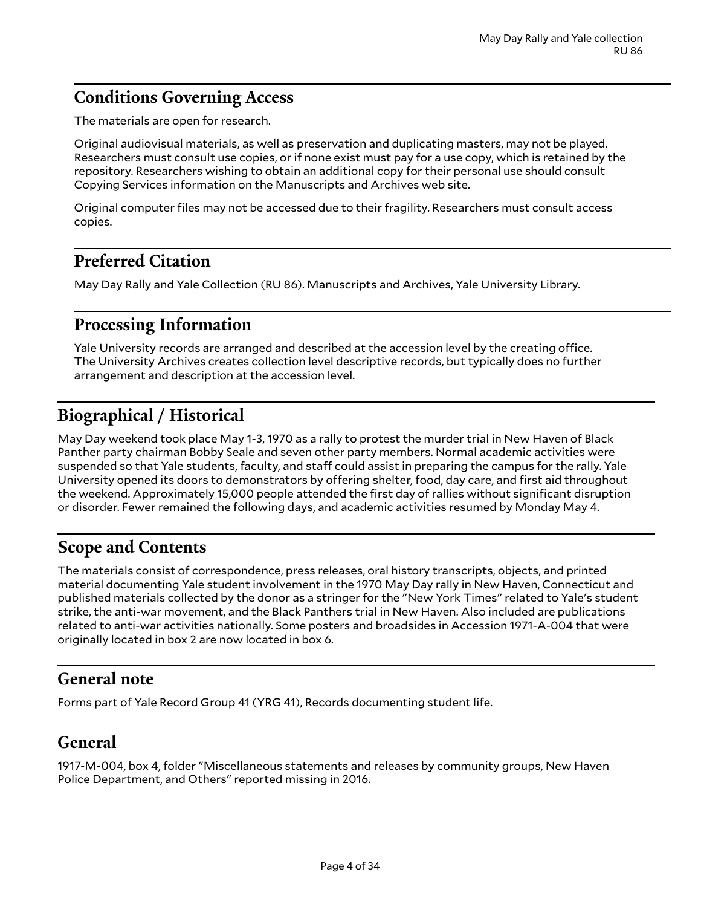## Conditions Governing Access

The materials are open for research.

Original audiovisual materials, as well as preservation and duplicating masters, may not be played. Researchers must consult use copies, or if none exist must pay for a use copy, which is retained by the repository. Researchers wishing to obtain an additional copy for their personal use should consult Copying Services information on the Manuscripts and Archives web site.

Original computer files may not be accessed due to their fragility. Researchers must consult access copies.

## Preferred Citation

May Day Rally and Yale Collection (RU 86). Manuscripts and Archives, Yale University Library.

## Processing Information

Yale University records are arranged and described at the accession level by the creating office. The University Archives creates collection level descriptive records, but typically does no further arrangement and description at the accession level.

# Biographical / Historical

May Day weekend took place May 1-3, 1970 as a rally to protest the murder trial in New Haven of Black Panther party chairman Bobby Seale and seven other party members. Normal academic activities were suspended so that Yale students, faculty, and staff could assist in preparing the campus for the rally. Yale University opened its doors to demonstrators by offering shelter, food, day care, and first aid throughout the weekend. Approximately 15,000 people attended the first day of rallies without significant disruption or disorder. Fewer remained the following days, and academic activities resumed by Monday May 4.

# Scope and Contents

The materials consist of correspondence, press releases, oral history transcripts, objects, and printed material documenting Yale student involvement in the 1970 May Day rally in New Haven, Connecticut and published materials collected by the donor as a stringer for the "New York Times" related to Yale's student strike, the anti-war movement, and the Black Panthers trial in New Haven. Also included are publications related to anti-war activities nationally. Some posters and broadsides in Accession 1971-A-004 that were originally located in box 2 are now located in box 6.

# General note

Forms part of Yale Record Group 41 (YRG 41), Records documenting student life.

# General

1917-M-004, box 4, folder "Miscellaneous statements and releases by community groups, New Haven Police Department, and Others" reported missing in 2016.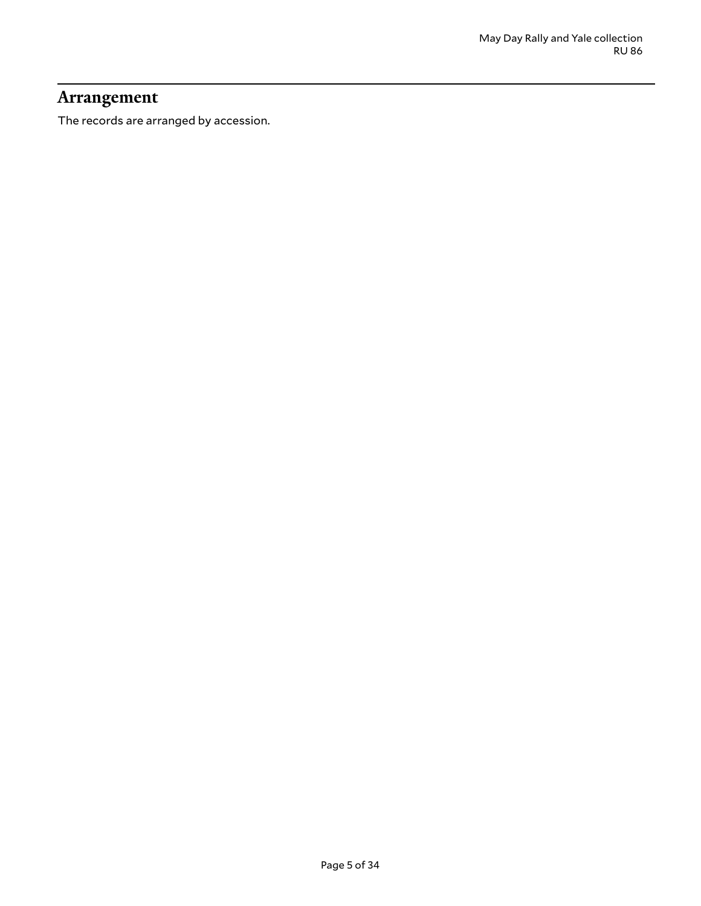## Arrangement

The records are arranged by accession.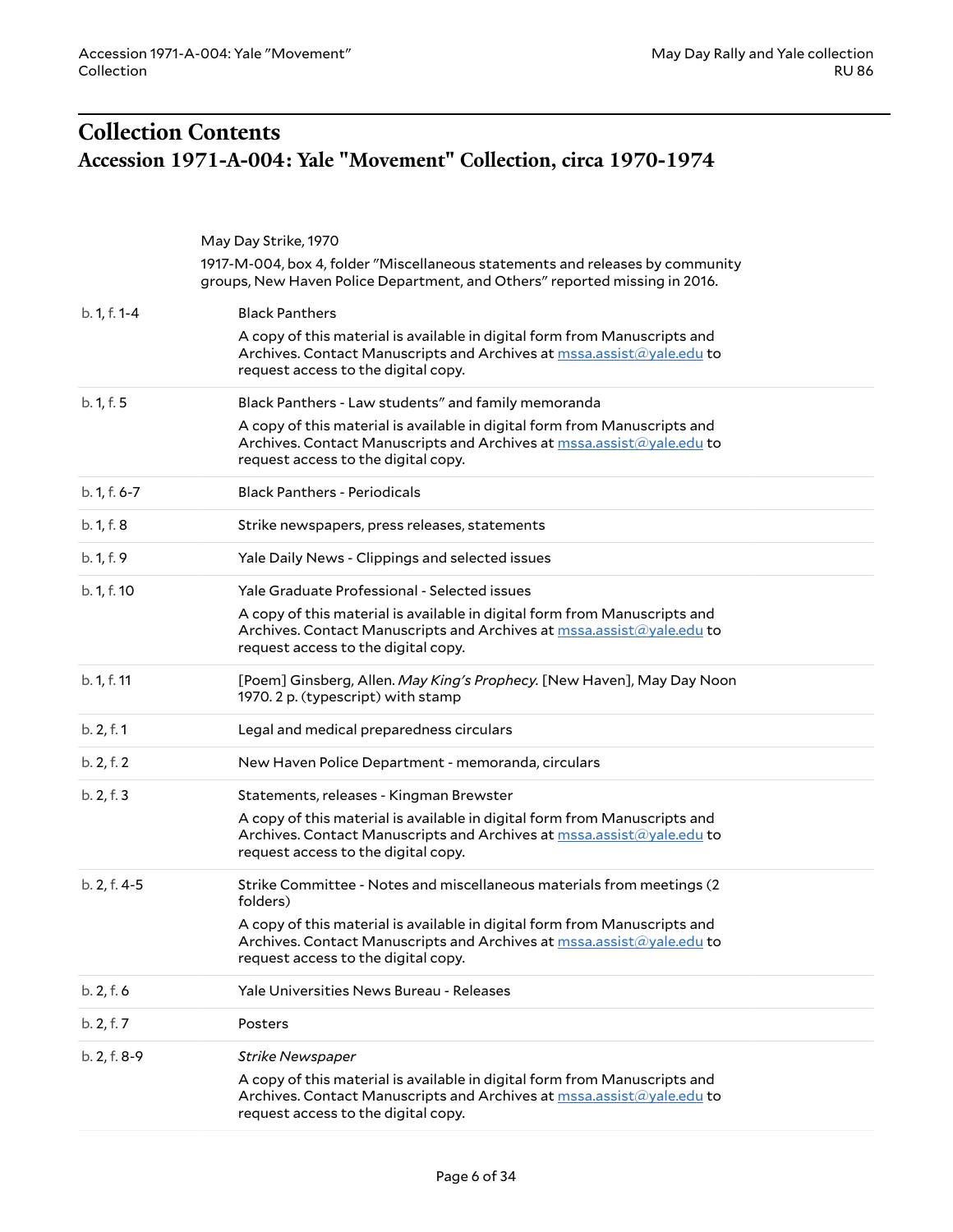# Collection Contents

## Accession 1971-A-004: Yale "Movement" Collection, circa 1970-1974

May Day Strike, 1970

1917-M-004, box 4, folder "Miscellaneous statements and releases by community groups, New Haven Police Department, and Others" reported missing in 2016.

| | |
|---|---|
| b. 1, f. 1-4 | Black Panthers<br>A copy of this material is available in digital form from Manuscripts and Archives. Contact Manuscripts and Archives at mssa.assist@yale.edu to request access to the digital copy. |
| b. 1, f. 5 | Black Panthers - Law students" and family memoranda<br>A copy of this material is available in digital form from Manuscripts and Archives. Contact Manuscripts and Archives at mssa.assist@yale.edu to request access to the digital copy. |
| b. 1, f. 6-7 | Black Panthers - Periodicals |
| b. 1, f. 8 | Strike newspapers, press releases, statements |
| b. 1, f. 9 | Yale Daily News - Clippings and selected issues |
| b. 1, f. 10 | Yale Graduate Professional - Selected issues<br>A copy of this material is available in digital form from Manuscripts and Archives. Contact Manuscripts and Archives at mssa.assist@yale.edu to request access to the digital copy. |
| b. 1, f. 11 | [Poem] Ginsberg, Allen. *May King's Prophecy*. [New Haven], May Day Noon 1970. 2 p. (typescript) with stamp |
| b. 2, f. 1 | Legal and medical preparedness circulars |
| b. 2, f. 2 | New Haven Police Department - memoranda, circulars |
| b. 2, f. 3 | Statements, releases - Kingman Brewster<br>A copy of this material is available in digital form from Manuscripts and Archives. Contact Manuscripts and Archives at mssa.assist@yale.edu to request access to the digital copy. |
| b. 2, f. 4-5 | Strike Committee - Notes and miscellaneous materials from meetings (2 folders)<br>A copy of this material is available in digital form from Manuscripts and Archives. Contact Manuscripts and Archives at mssa.assist@yale.edu to request access to the digital copy. |
| b. 2, f. 6 | Yale Universities News Bureau - Releases |
| b. 2, f. 7 | Posters |
| b. 2, f. 8-9 | *Strike Newspaper*<br>A copy of this material is available in digital form from Manuscripts and Archives. Contact Manuscripts and Archives at mssa.assist@yale.edu to request access to the digital copy. |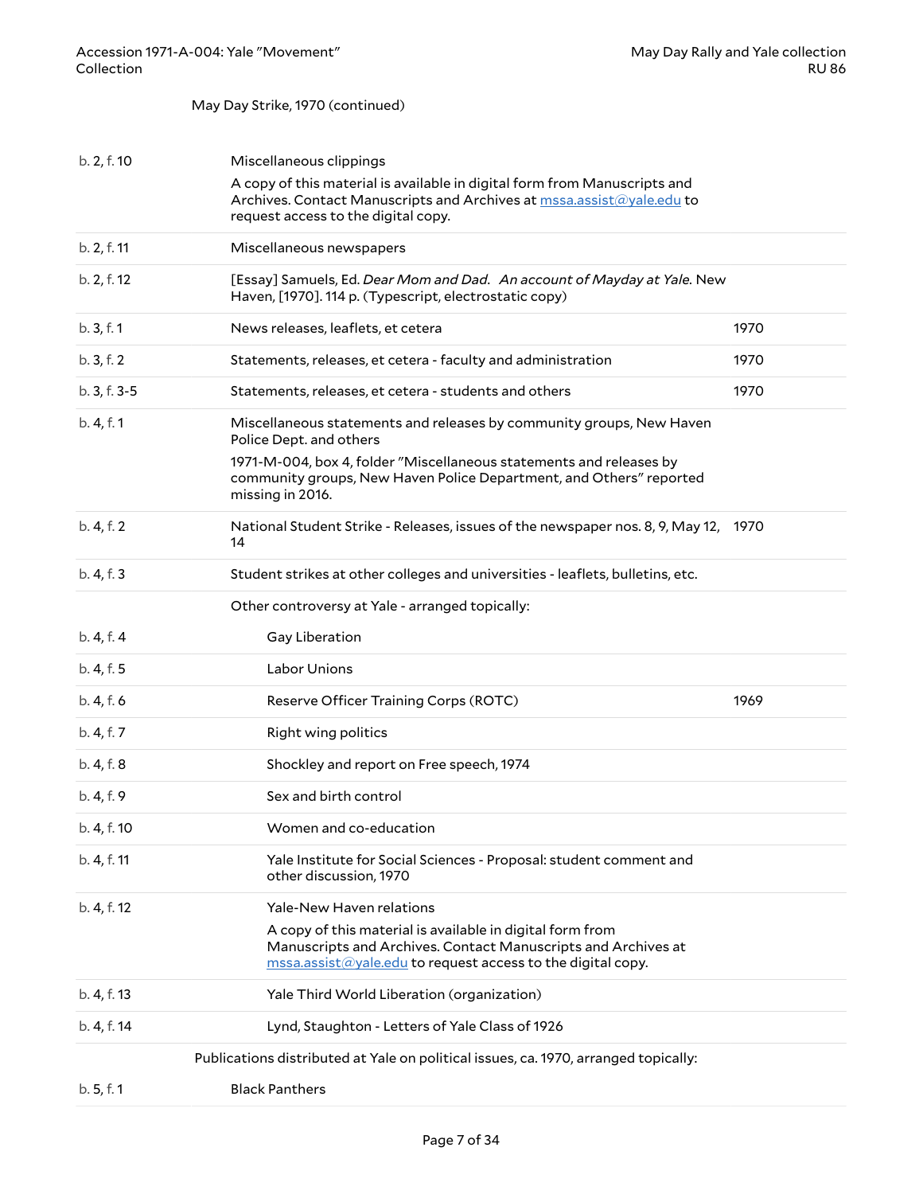May Day Strike, 1970 (continued)

| | | |
|---|---|---|
| b. 2, f. 10 | Miscellaneous clippings<br>A copy of this material is available in digital form from Manuscripts and Archives. Contact Manuscripts and Archives at mssa.assist@yale.edu to request access to the digital copy. | |
| b. 2, f. 11 | Miscellaneous newspapers | |
| b. 2, f. 12 | [Essay] Samuels, Ed. *Dear Mom and Dad. An account of Mayday at Yale.* New Haven, [1970]. 114 p. (Typescript, electrostatic copy) | |
| b. 3, f. 1 | News releases, leaflets, et cetera | 1970 |
| b. 3, f. 2 | Statements, releases, et cetera - faculty and administration | 1970 |
| b. 3, f. 3-5 | Statements, releases, et cetera - students and others | 1970 |
| b. 4, f. 1 | Miscellaneous statements and releases by community groups, New Haven Police Dept. and others<br>1971-M-004, box 4, folder "Miscellaneous statements and releases by community groups, New Haven Police Department, and Others" reported missing in 2016. | |
| b. 4, f. 2 | National Student Strike - Releases, issues of the newspaper nos. 8, 9, May 12, 14 | 1970 |
| b. 4, f. 3 | Student strikes at other colleges and universities - leaflets, bulletins, etc. | |
| | Other controversy at Yale - arranged topically: | |
| b. 4, f. 4 | Gay Liberation | |
| b. 4, f. 5 | Labor Unions | |
| b. 4, f. 6 | Reserve Officer Training Corps (ROTC) | 1969 |
| b. 4, f. 7 | Right wing politics | |
| b. 4, f. 8 | Shockley and report on Free speech, 1974 | |
| b. 4, f. 9 | Sex and birth control | |
| b. 4, f. 10 | Women and co-education | |
| b. 4, f. 11 | Yale Institute for Social Sciences - Proposal: student comment and other discussion, 1970 | |
| b. 4, f. 12 | Yale-New Haven relations<br>A copy of this material is available in digital form from Manuscripts and Archives. Contact Manuscripts and Archives at mssa.assist@yale.edu to request access to the digital copy. | |
| b. 4, f. 13 | Yale Third World Liberation (organization) | |
| b. 4, f. 14 | Lynd, Staughton - Letters of Yale Class of 1926 | |
| | Publications distributed at Yale on political issues, ca. 1970, arranged topically: | |
| b. 5, f. 1 | Black Panthers | |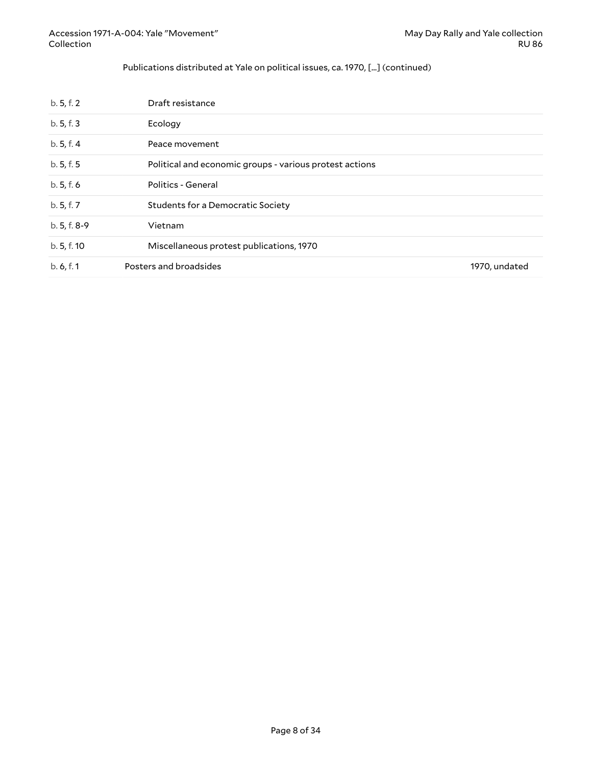Publications distributed at Yale on political issues, ca. 1970, [...] (continued)

| | | |
|---|---|---|
| b. 5, f. 2 | Draft resistance | |
| b. 5, f. 3 | Ecology | |
| b. 5, f. 4 | Peace movement | |
| b. 5, f. 5 | Political and economic groups - various protest actions | |
| b. 5, f. 6 | Politics - General | |
| b. 5, f. 7 | Students for a Democratic Society | |
| b. 5, f. 8-9 | Vietnam | |
| b. 5, f. 10 | Miscellaneous protest publications, 1970 | |
| b. 6, f. 1 | Posters and broadsides | 1970, undated |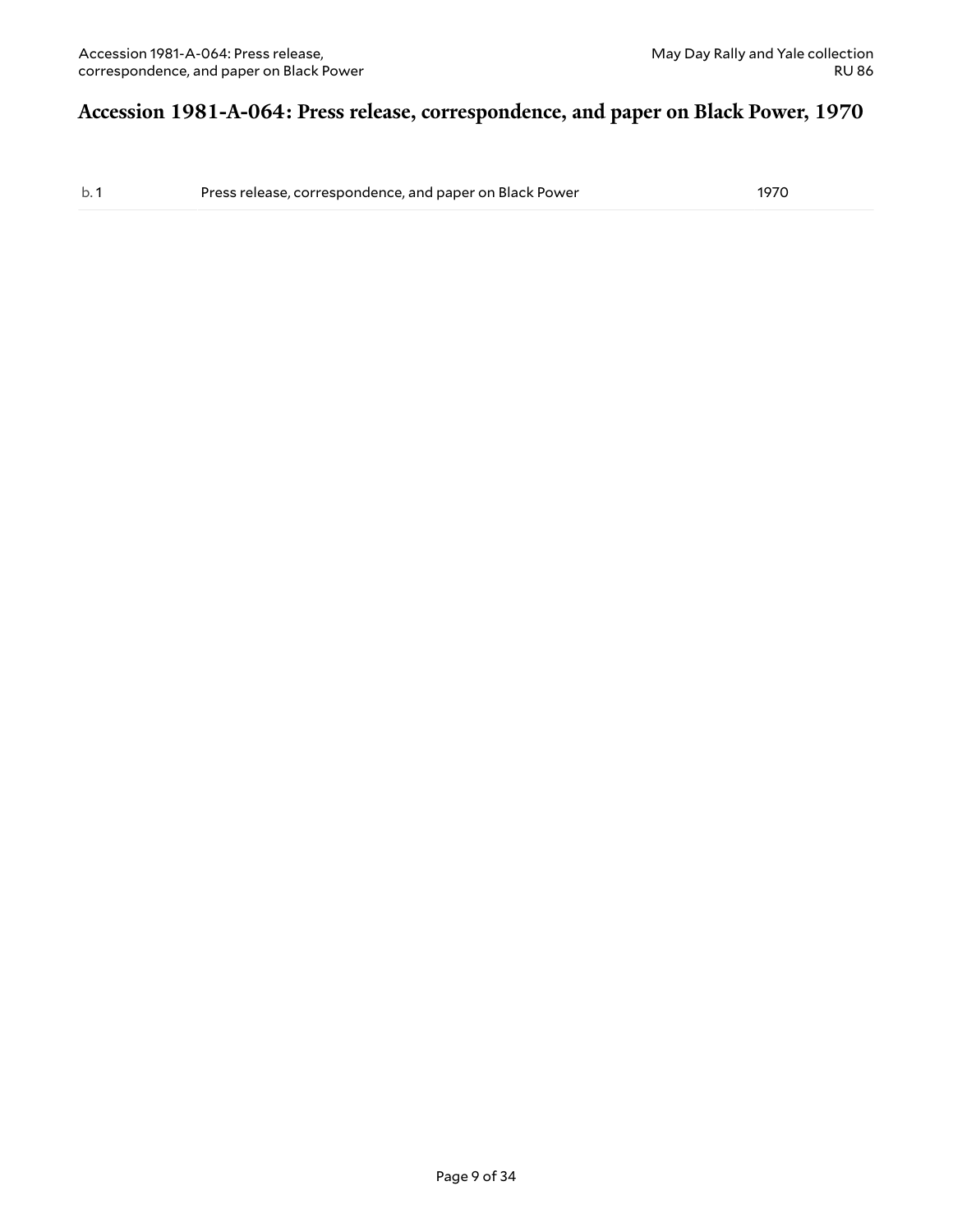# Accession 1981-A-064: Press release, correspondence, and paper on Black Power, 1970

| | | |
|---|---|---|
| b. 1 | Press release, correspondence, and paper on Black Power | 1970 |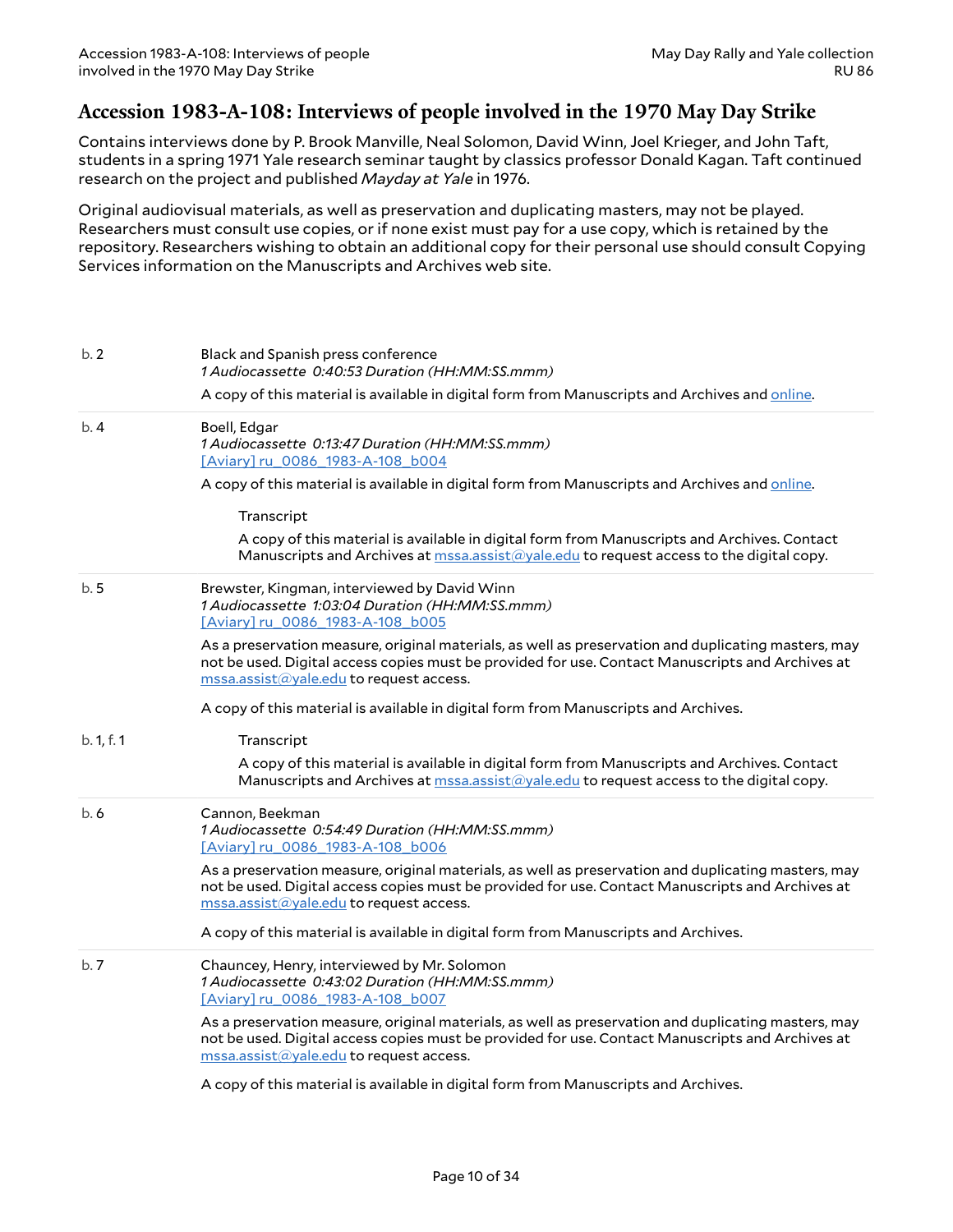## Accession 1983-A-108: Interviews of people involved in the 1970 May Day Strike

Contains interviews done by P. Brook Manville, Neal Solomon, David Winn, Joel Krieger, and John Taft, students in a spring 1971 Yale research seminar taught by classics professor Donald Kagan. Taft continued research on the project and published *Mayday at Yale* in 1976.

Original audiovisual materials, as well as preservation and duplicating masters, may not be played. Researchers must consult use copies, or if none exist must pay for a use copy, which is retained by the repository. Researchers wishing to obtain an additional copy for their personal use should consult Copying Services information on the Manuscripts and Archives web site.

---

**b. 2**

Black and Spanish press conference
*1 Audiocassette 0:40:53 Duration (HH:MM:SS.mmm)*

A copy of this material is available in digital form from Manuscripts and Archives and online.

---

**b. 4**

Boell, Edgar
*1 Audiocassette 0:13:47 Duration (HH:MM:SS.mmm)*
[Aviary] ru_0086_1983-A-108_b004

A copy of this material is available in digital form from Manuscripts and Archives and online.

Transcript

A copy of this material is available in digital form from Manuscripts and Archives. Contact Manuscripts and Archives at mssa.assist@yale.edu to request access to the digital copy.

---

**b. 5**

Brewster, Kingman, interviewed by David Winn
*1 Audiocassette 1:03:04 Duration (HH:MM:SS.mmm)*
[Aviary] ru_0086_1983-A-108_b005

As a preservation measure, original materials, as well as preservation and duplicating masters, may not be used. Digital access copies must be provided for use. Contact Manuscripts and Archives at mssa.assist@yale.edu to request access.

A copy of this material is available in digital form from Manuscripts and Archives.

**b. 1, f. 1**

Transcript

A copy of this material is available in digital form from Manuscripts and Archives. Contact Manuscripts and Archives at mssa.assist@yale.edu to request access to the digital copy.

---

**b. 6**

Cannon, Beekman
*1 Audiocassette 0:54:49 Duration (HH:MM:SS.mmm)*
[Aviary] ru_0086_1983-A-108_b006

As a preservation measure, original materials, as well as preservation and duplicating masters, may not be used. Digital access copies must be provided for use. Contact Manuscripts and Archives at mssa.assist@yale.edu to request access.

A copy of this material is available in digital form from Manuscripts and Archives.

---

**b. 7**

Chauncey, Henry, interviewed by Mr. Solomon
*1 Audiocassette 0:43:02 Duration (HH:MM:SS.mmm)*
[Aviary] ru_0086_1983-A-108_b007

As a preservation measure, original materials, as well as preservation and duplicating masters, may not be used. Digital access copies must be provided for use. Contact Manuscripts and Archives at mssa.assist@yale.edu to request access.

A copy of this material is available in digital form from Manuscripts and Archives.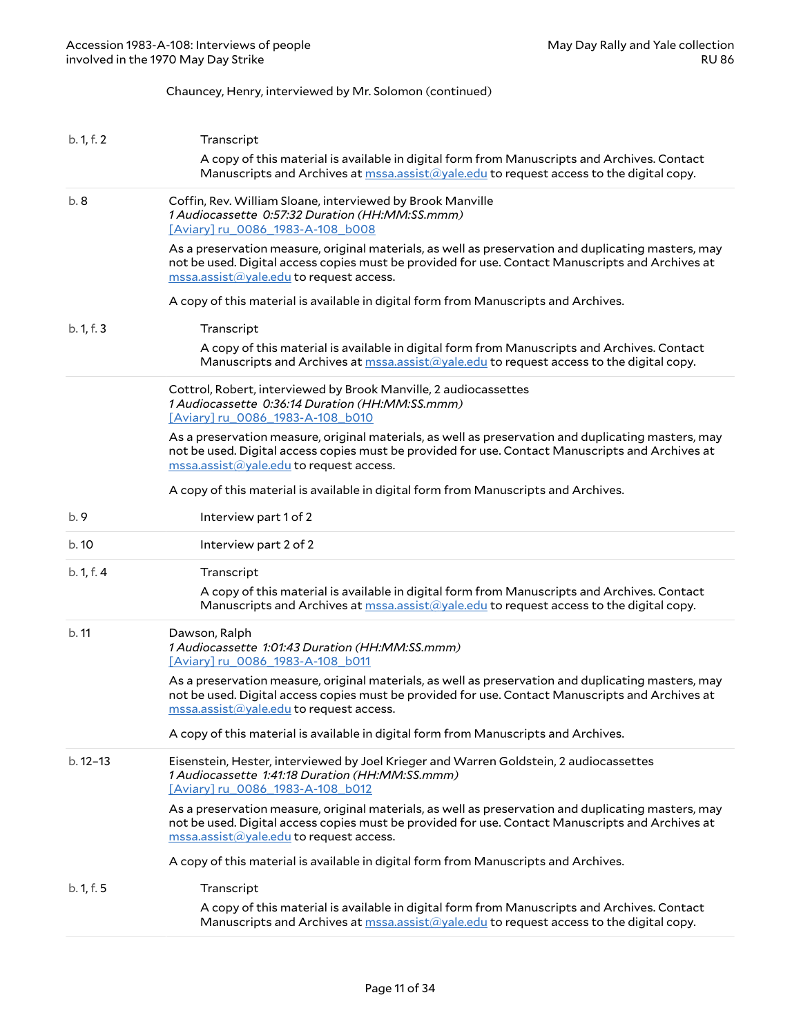Chauncey, Henry, interviewed by Mr. Solomon (continued)

| | |
|---|---|
| b. 1, f. 2 | Transcript<br><br>A copy of this material is available in digital form from Manuscripts and Archives. Contact Manuscripts and Archives at mssa.assist@yale.edu to request access to the digital copy. |
| b. 8 | Coffin, Rev. William Sloane, interviewed by Brook Manville<br>*1 Audiocassette 0:57:32 Duration (HH:MM:SS.mmm)*<br>[Aviary] ru_0086_1983-A-108_b008<br><br>As a preservation measure, original materials, as well as preservation and duplicating masters, may not be used. Digital access copies must be provided for use. Contact Manuscripts and Archives at mssa.assist@yale.edu to request access.<br><br>A copy of this material is available in digital form from Manuscripts and Archives. |
| b. 1, f. 3 | Transcript<br><br>A copy of this material is available in digital form from Manuscripts and Archives. Contact Manuscripts and Archives at mssa.assist@yale.edu to request access to the digital copy. |
| | Cottrol, Robert, interviewed by Brook Manville, 2 audiocassettes<br>*1 Audiocassette 0:36:14 Duration (HH:MM:SS.mmm)*<br>[Aviary] ru_0086_1983-A-108_b010<br><br>As a preservation measure, original materials, as well as preservation and duplicating masters, may not be used. Digital access copies must be provided for use. Contact Manuscripts and Archives at mssa.assist@yale.edu to request access.<br><br>A copy of this material is available in digital form from Manuscripts and Archives. |
| b. 9 | Interview part 1 of 2 |
| b. 10 | Interview part 2 of 2 |
| b. 1, f. 4 | Transcript<br><br>A copy of this material is available in digital form from Manuscripts and Archives. Contact Manuscripts and Archives at mssa.assist@yale.edu to request access to the digital copy. |
| b. 11 | Dawson, Ralph<br>*1 Audiocassette 1:01:43 Duration (HH:MM:SS.mmm)*<br>[Aviary] ru_0086_1983-A-108_b011<br><br>As a preservation measure, original materials, as well as preservation and duplicating masters, may not be used. Digital access copies must be provided for use. Contact Manuscripts and Archives at mssa.assist@yale.edu to request access.<br><br>A copy of this material is available in digital form from Manuscripts and Archives. |
| b. 12–13 | Eisenstein, Hester, interviewed by Joel Krieger and Warren Goldstein, 2 audiocassettes<br>*1 Audiocassette 1:41:18 Duration (HH:MM:SS.mmm)*<br>[Aviary] ru_0086_1983-A-108_b012<br><br>As a preservation measure, original materials, as well as preservation and duplicating masters, may not be used. Digital access copies must be provided for use. Contact Manuscripts and Archives at mssa.assist@yale.edu to request access.<br><br>A copy of this material is available in digital form from Manuscripts and Archives. |
| b. 1, f. 5 | Transcript<br><br>A copy of this material is available in digital form from Manuscripts and Archives. Contact Manuscripts and Archives at mssa.assist@yale.edu to request access to the digital copy. |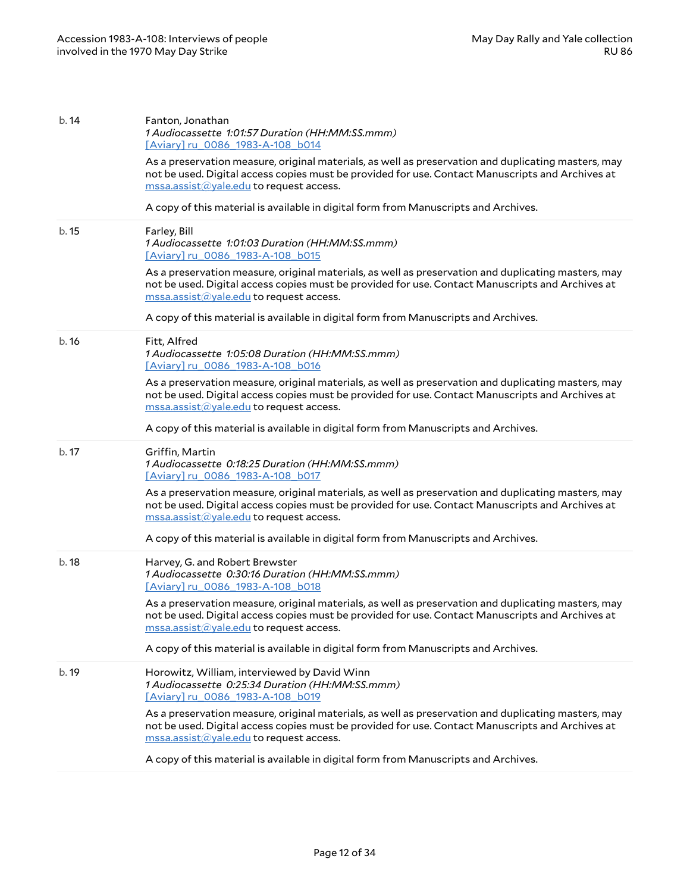| | |
|---|---|
| b. 14 | Fanton, Jonathan<br>*1 Audiocassette 1:01:57 Duration (HH:MM:SS.mmm)*<br>[Aviary] ru_0086_1983-A-108_b014<br><br>As a preservation measure, original materials, as well as preservation and duplicating masters, may not be used. Digital access copies must be provided for use. Contact Manuscripts and Archives at mssa.assist@yale.edu to request access.<br><br>A copy of this material is available in digital form from Manuscripts and Archives. |
| b. 15 | Farley, Bill<br>*1 Audiocassette 1:01:03 Duration (HH:MM:SS.mmm)*<br>[Aviary] ru_0086_1983-A-108_b015<br><br>As a preservation measure, original materials, as well as preservation and duplicating masters, may not be used. Digital access copies must be provided for use. Contact Manuscripts and Archives at mssa.assist@yale.edu to request access.<br><br>A copy of this material is available in digital form from Manuscripts and Archives. |
| b. 16 | Fitt, Alfred<br>*1 Audiocassette 1:05:08 Duration (HH:MM:SS.mmm)*<br>[Aviary] ru_0086_1983-A-108_b016<br><br>As a preservation measure, original materials, as well as preservation and duplicating masters, may not be used. Digital access copies must be provided for use. Contact Manuscripts and Archives at mssa.assist@yale.edu to request access.<br><br>A copy of this material is available in digital form from Manuscripts and Archives. |
| b. 17 | Griffin, Martin<br>*1 Audiocassette 0:18:25 Duration (HH:MM:SS.mmm)*<br>[Aviary] ru_0086_1983-A-108_b017<br><br>As a preservation measure, original materials, as well as preservation and duplicating masters, may not be used. Digital access copies must be provided for use. Contact Manuscripts and Archives at mssa.assist@yale.edu to request access.<br><br>A copy of this material is available in digital form from Manuscripts and Archives. |
| b. 18 | Harvey, G. and Robert Brewster<br>*1 Audiocassette 0:30:16 Duration (HH:MM:SS.mmm)*<br>[Aviary] ru_0086_1983-A-108_b018<br><br>As a preservation measure, original materials, as well as preservation and duplicating masters, may not be used. Digital access copies must be provided for use. Contact Manuscripts and Archives at mssa.assist@yale.edu to request access.<br><br>A copy of this material is available in digital form from Manuscripts and Archives. |
| b. 19 | Horowitz, William, interviewed by David Winn<br>*1 Audiocassette 0:25:34 Duration (HH:MM:SS.mmm)*<br>[Aviary] ru_0086_1983-A-108_b019<br><br>As a preservation measure, original materials, as well as preservation and duplicating masters, may not be used. Digital access copies must be provided for use. Contact Manuscripts and Archives at mssa.assist@yale.edu to request access.<br><br>A copy of this material is available in digital form from Manuscripts and Archives. |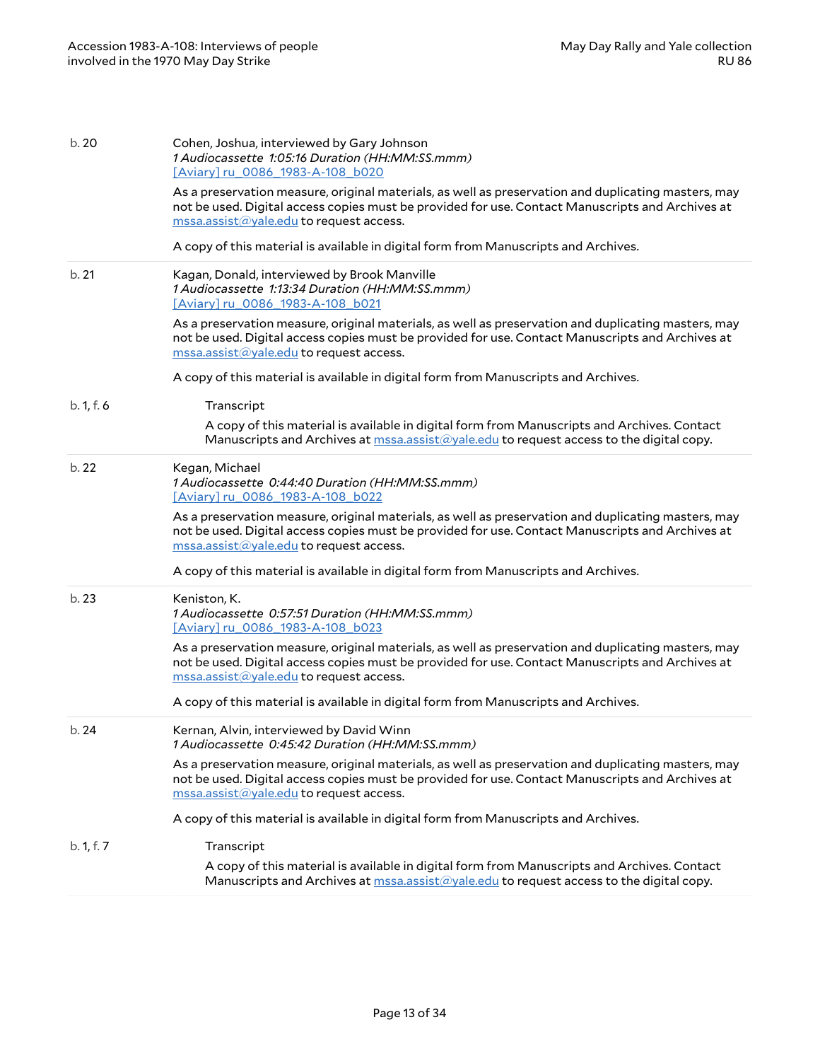| | |
|---|---|
| b. 20 | Cohen, Joshua, interviewed by Gary Johnson<br>*1 Audiocassette 1:05:16 Duration (HH:MM:SS.mmm)*<br>[Aviary] ru_0086_1983-A-108_b020<br><br>As a preservation measure, original materials, as well as preservation and duplicating masters, may not be used. Digital access copies must be provided for use. Contact Manuscripts and Archives at mssa.assist@yale.edu to request access.<br><br>A copy of this material is available in digital form from Manuscripts and Archives. |
| b. 21 | Kagan, Donald, interviewed by Brook Manville<br>*1 Audiocassette 1:13:34 Duration (HH:MM:SS.mmm)*<br>[Aviary] ru_0086_1983-A-108_b021<br><br>As a preservation measure, original materials, as well as preservation and duplicating masters, may not be used. Digital access copies must be provided for use. Contact Manuscripts and Archives at mssa.assist@yale.edu to request access.<br><br>A copy of this material is available in digital form from Manuscripts and Archives. |
| b. 1, f. 6 | Transcript<br><br>A copy of this material is available in digital form from Manuscripts and Archives. Contact Manuscripts and Archives at mssa.assist@yale.edu to request access to the digital copy. |
| b. 22 | Kegan, Michael<br>*1 Audiocassette 0:44:40 Duration (HH:MM:SS.mmm)*<br>[Aviary] ru_0086_1983-A-108_b022<br><br>As a preservation measure, original materials, as well as preservation and duplicating masters, may not be used. Digital access copies must be provided for use. Contact Manuscripts and Archives at mssa.assist@yale.edu to request access.<br><br>A copy of this material is available in digital form from Manuscripts and Archives. |
| b. 23 | Keniston, K.<br>*1 Audiocassette 0:57:51 Duration (HH:MM:SS.mmm)*<br>[Aviary] ru_0086_1983-A-108_b023<br><br>As a preservation measure, original materials, as well as preservation and duplicating masters, may not be used. Digital access copies must be provided for use. Contact Manuscripts and Archives at mssa.assist@yale.edu to request access.<br><br>A copy of this material is available in digital form from Manuscripts and Archives. |
| b. 24 | Kernan, Alvin, interviewed by David Winn<br>*1 Audiocassette 0:45:42 Duration (HH:MM:SS.mmm)*<br><br>As a preservation measure, original materials, as well as preservation and duplicating masters, may not be used. Digital access copies must be provided for use. Contact Manuscripts and Archives at mssa.assist@yale.edu to request access.<br><br>A copy of this material is available in digital form from Manuscripts and Archives. |
| b. 1, f. 7 | Transcript<br><br>A copy of this material is available in digital form from Manuscripts and Archives. Contact Manuscripts and Archives at mssa.assist@yale.edu to request access to the digital copy. |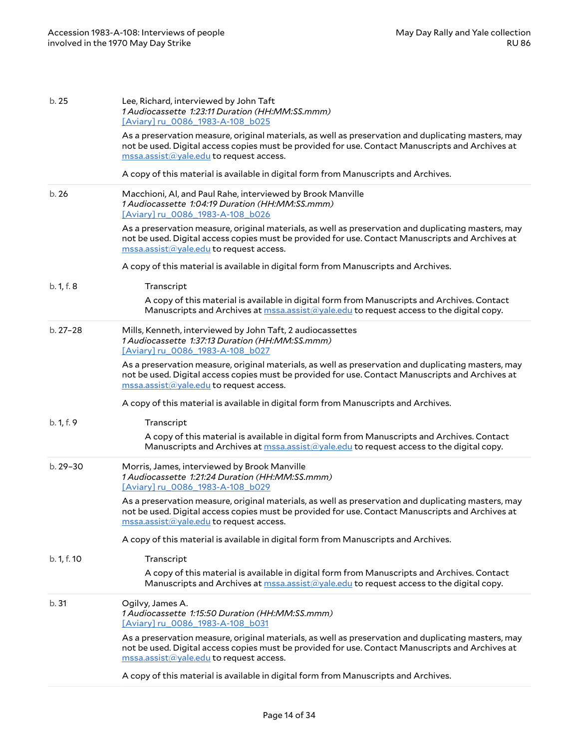| | |
|---|---|
| b. 25 | Lee, Richard, interviewed by John Taft<br>*1 Audiocassette 1:23:11 Duration (HH:MM:SS.mmm)*<br>[Aviary] ru_0086_1983-A-108_b025<br><br>As a preservation measure, original materials, as well as preservation and duplicating masters, may not be used. Digital access copies must be provided for use. Contact Manuscripts and Archives at mssa.assist@yale.edu to request access.<br><br>A copy of this material is available in digital form from Manuscripts and Archives. |
| b. 26 | Macchioni, Al, and Paul Rahe, interviewed by Brook Manville<br>*1 Audiocassette 1:04:19 Duration (HH:MM:SS.mmm)*<br>[Aviary] ru_0086_1983-A-108_b026<br><br>As a preservation measure, original materials, as well as preservation and duplicating masters, may not be used. Digital access copies must be provided for use. Contact Manuscripts and Archives at mssa.assist@yale.edu to request access.<br><br>A copy of this material is available in digital form from Manuscripts and Archives. |
| b. 1, f. 8 | Transcript<br><br>A copy of this material is available in digital form from Manuscripts and Archives. Contact Manuscripts and Archives at mssa.assist@yale.edu to request access to the digital copy. |
| b. 27–28 | Mills, Kenneth, interviewed by John Taft, 2 audiocassettes<br>*1 Audiocassette 1:37:13 Duration (HH:MM:SS.mmm)*<br>[Aviary] ru_0086_1983-A-108_b027<br><br>As a preservation measure, original materials, as well as preservation and duplicating masters, may not be used. Digital access copies must be provided for use. Contact Manuscripts and Archives at mssa.assist@yale.edu to request access.<br><br>A copy of this material is available in digital form from Manuscripts and Archives. |
| b. 1, f. 9 | Transcript<br><br>A copy of this material is available in digital form from Manuscripts and Archives. Contact Manuscripts and Archives at mssa.assist@yale.edu to request access to the digital copy. |
| b. 29–30 | Morris, James, interviewed by Brook Manville<br>*1 Audiocassette 1:21:24 Duration (HH:MM:SS.mmm)*<br>[Aviary] ru_0086_1983-A-108_b029<br><br>As a preservation measure, original materials, as well as preservation and duplicating masters, may not be used. Digital access copies must be provided for use. Contact Manuscripts and Archives at mssa.assist@yale.edu to request access.<br><br>A copy of this material is available in digital form from Manuscripts and Archives. |
| b. 1, f. 10 | Transcript<br><br>A copy of this material is available in digital form from Manuscripts and Archives. Contact Manuscripts and Archives at mssa.assist@yale.edu to request access to the digital copy. |
| b. 31 | Ogilvy, James A.<br>*1 Audiocassette 1:15:50 Duration (HH:MM:SS.mmm)*<br>[Aviary] ru_0086_1983-A-108_b031<br><br>As a preservation measure, original materials, as well as preservation and duplicating masters, may not be used. Digital access copies must be provided for use. Contact Manuscripts and Archives at mssa.assist@yale.edu to request access.<br><br>A copy of this material is available in digital form from Manuscripts and Archives. |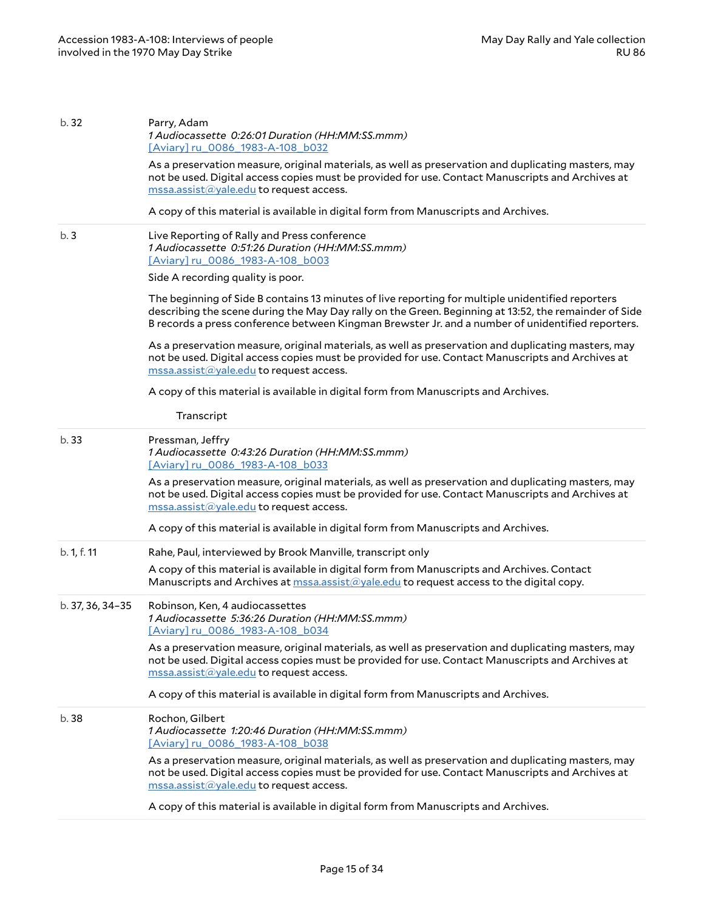| | |
|---|---|
| b. 32 | Parry, Adam<br>*1 Audiocassette 0:26:01 Duration (HH:MM:SS.mmm)*<br>[Aviary] ru_0086_1983-A-108_b032<br>As a preservation measure, original materials, as well as preservation and duplicating masters, may not be used. Digital access copies must be provided for use. Contact Manuscripts and Archives at mssa.assist@yale.edu to request access.<br>A copy of this material is available in digital form from Manuscripts and Archives. |
| b. 3 | Live Reporting of Rally and Press conference<br>*1 Audiocassette 0:51:26 Duration (HH:MM:SS.mmm)*<br>[Aviary] ru_0086_1983-A-108_b003<br>Side A recording quality is poor.<br>The beginning of Side B contains 13 minutes of live reporting for multiple unidentified reporters describing the scene during the May Day rally on the Green. Beginning at 13:52, the remainder of Side B records a press conference between Kingman Brewster Jr. and a number of unidentified reporters.<br>As a preservation measure, original materials, as well as preservation and duplicating masters, may not be used. Digital access copies must be provided for use. Contact Manuscripts and Archives at mssa.assist@yale.edu to request access.<br>A copy of this material is available in digital form from Manuscripts and Archives.<br>Transcript |
| b. 33 | Pressman, Jeffry<br>*1 Audiocassette 0:43:26 Duration (HH:MM:SS.mmm)*<br>[Aviary] ru_0086_1983-A-108_b033<br>As a preservation measure, original materials, as well as preservation and duplicating masters, may not be used. Digital access copies must be provided for use. Contact Manuscripts and Archives at mssa.assist@yale.edu to request access.<br>A copy of this material is available in digital form from Manuscripts and Archives. |
| b. 1, f. 11 | Rahe, Paul, interviewed by Brook Manville, transcript only<br>A copy of this material is available in digital form from Manuscripts and Archives. Contact Manuscripts and Archives at mssa.assist@yale.edu to request access to the digital copy. |
| b. 37, 36, 34–35 | Robinson, Ken, 4 audiocassettes<br>*1 Audiocassette 5:36:26 Duration (HH:MM:SS.mmm)*<br>[Aviary] ru_0086_1983-A-108_b034<br>As a preservation measure, original materials, as well as preservation and duplicating masters, may not be used. Digital access copies must be provided for use. Contact Manuscripts and Archives at mssa.assist@yale.edu to request access.<br>A copy of this material is available in digital form from Manuscripts and Archives. |
| b. 38 | Rochon, Gilbert<br>*1 Audiocassette 1:20:46 Duration (HH:MM:SS.mmm)*<br>[Aviary] ru_0086_1983-A-108_b038<br>As a preservation measure, original materials, as well as preservation and duplicating masters, may not be used. Digital access copies must be provided for use. Contact Manuscripts and Archives at mssa.assist@yale.edu to request access.<br>A copy of this material is available in digital form from Manuscripts and Archives. |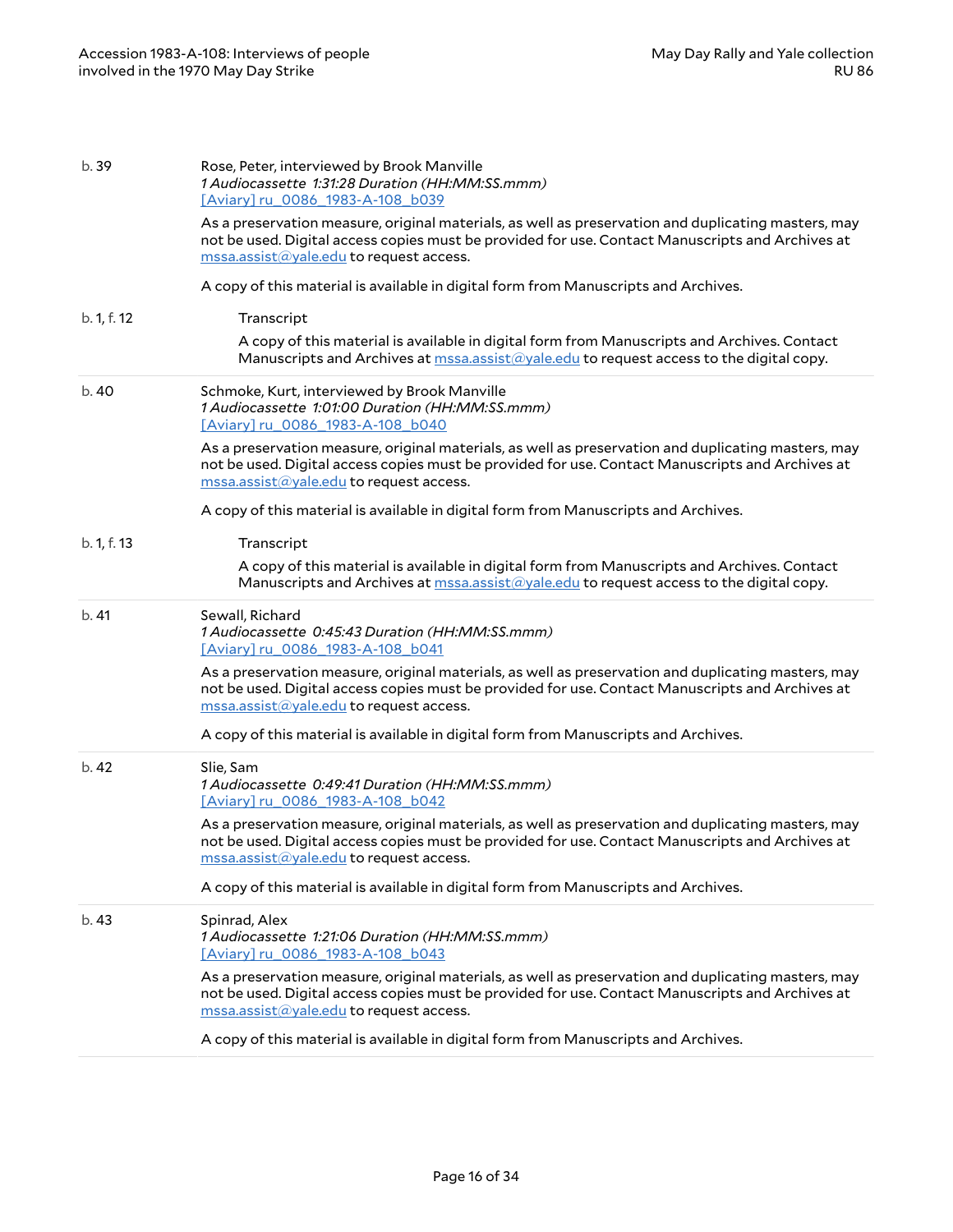| | |
|---|---|
| b. 39 | Rose, Peter, interviewed by Brook Manville<br>*1 Audiocassette 1:31:28 Duration (HH:MM:SS.mmm)*<br>[Aviary] ru_0086_1983-A-108_b039<br><br>As a preservation measure, original materials, as well as preservation and duplicating masters, may not be used. Digital access copies must be provided for use. Contact Manuscripts and Archives at mssa.assist@yale.edu to request access.<br><br>A copy of this material is available in digital form from Manuscripts and Archives. |
| b. 1, f. 12 | Transcript<br><br>A copy of this material is available in digital form from Manuscripts and Archives. Contact Manuscripts and Archives at mssa.assist@yale.edu to request access to the digital copy. |
| b. 40 | Schmoke, Kurt, interviewed by Brook Manville<br>*1 Audiocassette 1:01:00 Duration (HH:MM:SS.mmm)*<br>[Aviary] ru_0086_1983-A-108_b040<br><br>As a preservation measure, original materials, as well as preservation and duplicating masters, may not be used. Digital access copies must be provided for use. Contact Manuscripts and Archives at mssa.assist@yale.edu to request access.<br><br>A copy of this material is available in digital form from Manuscripts and Archives. |
| b. 1, f. 13 | Transcript<br><br>A copy of this material is available in digital form from Manuscripts and Archives. Contact Manuscripts and Archives at mssa.assist@yale.edu to request access to the digital copy. |
| b. 41 | Sewall, Richard<br>*1 Audiocassette 0:45:43 Duration (HH:MM:SS.mmm)*<br>[Aviary] ru_0086_1983-A-108_b041<br><br>As a preservation measure, original materials, as well as preservation and duplicating masters, may not be used. Digital access copies must be provided for use. Contact Manuscripts and Archives at mssa.assist@yale.edu to request access.<br><br>A copy of this material is available in digital form from Manuscripts and Archives. |
| b. 42 | Slie, Sam<br>*1 Audiocassette 0:49:41 Duration (HH:MM:SS.mmm)*<br>[Aviary] ru_0086_1983-A-108_b042<br><br>As a preservation measure, original materials, as well as preservation and duplicating masters, may not be used. Digital access copies must be provided for use. Contact Manuscripts and Archives at mssa.assist@yale.edu to request access.<br><br>A copy of this material is available in digital form from Manuscripts and Archives. |
| b. 43 | Spinrad, Alex<br>*1 Audiocassette 1:21:06 Duration (HH:MM:SS.mmm)*<br>[Aviary] ru_0086_1983-A-108_b043<br><br>As a preservation measure, original materials, as well as preservation and duplicating masters, may not be used. Digital access copies must be provided for use. Contact Manuscripts and Archives at mssa.assist@yale.edu to request access.<br><br>A copy of this material is available in digital form from Manuscripts and Archives. |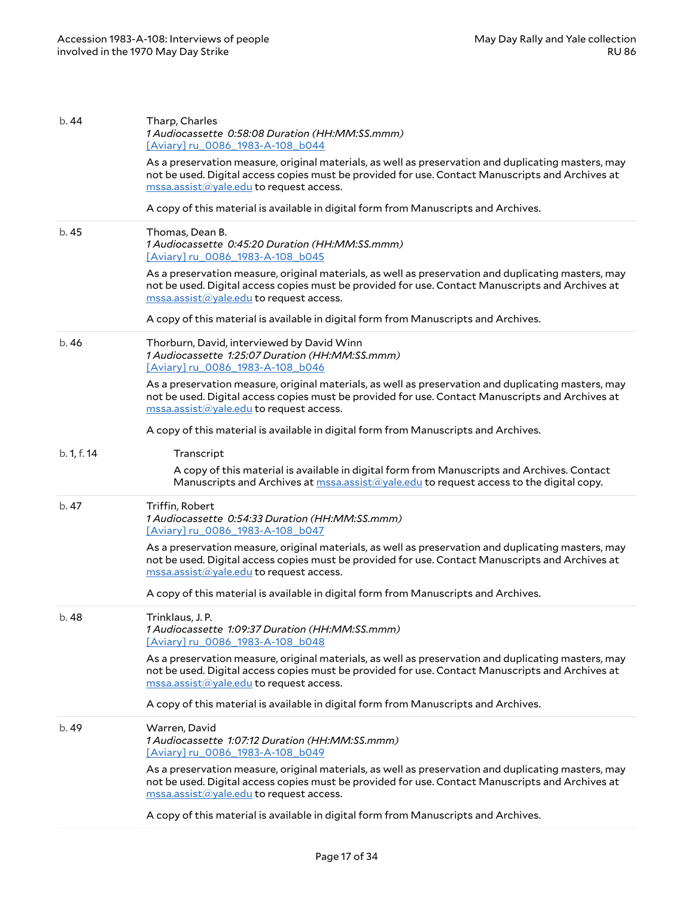| | |
|---|---|
| b. 44 | Tharp, Charles<br>*1 Audiocassette 0:58:08 Duration (HH:MM:SS.mmm)*<br>[Aviary] ru_0086_1983-A-108_b044<br>As a preservation measure, original materials, as well as preservation and duplicating masters, may not be used. Digital access copies must be provided for use. Contact Manuscripts and Archives at mssa.assist@yale.edu to request access.<br>A copy of this material is available in digital form from Manuscripts and Archives. |
| b. 45 | Thomas, Dean B.<br>*1 Audiocassette 0:45:20 Duration (HH:MM:SS.mmm)*<br>[Aviary] ru_0086_1983-A-108_b045<br>As a preservation measure, original materials, as well as preservation and duplicating masters, may not be used. Digital access copies must be provided for use. Contact Manuscripts and Archives at mssa.assist@yale.edu to request access.<br>A copy of this material is available in digital form from Manuscripts and Archives. |
| b. 46 | Thorburn, David, interviewed by David Winn<br>*1 Audiocassette 1:25:07 Duration (HH:MM:SS.mmm)*<br>[Aviary] ru_0086_1983-A-108_b046<br>As a preservation measure, original materials, as well as preservation and duplicating masters, may not be used. Digital access copies must be provided for use. Contact Manuscripts and Archives at mssa.assist@yale.edu to request access.<br>A copy of this material is available in digital form from Manuscripts and Archives. |
| b. 1, f. 14 | Transcript<br>A copy of this material is available in digital form from Manuscripts and Archives. Contact Manuscripts and Archives at mssa.assist@yale.edu to request access to the digital copy. |
| b. 47 | Triffin, Robert<br>*1 Audiocassette 0:54:33 Duration (HH:MM:SS.mmm)*<br>[Aviary] ru_0086_1983-A-108_b047<br>As a preservation measure, original materials, as well as preservation and duplicating masters, may not be used. Digital access copies must be provided for use. Contact Manuscripts and Archives at mssa.assist@yale.edu to request access.<br>A copy of this material is available in digital form from Manuscripts and Archives. |
| b. 48 | Trinklaus, J. P.<br>*1 Audiocassette 1:09:37 Duration (HH:MM:SS.mmm)*<br>[Aviary] ru_0086_1983-A-108_b048<br>As a preservation measure, original materials, as well as preservation and duplicating masters, may not be used. Digital access copies must be provided for use. Contact Manuscripts and Archives at mssa.assist@yale.edu to request access.<br>A copy of this material is available in digital form from Manuscripts and Archives. |
| b. 49 | Warren, David<br>*1 Audiocassette 1:07:12 Duration (HH:MM:SS.mmm)*<br>[Aviary] ru_0086_1983-A-108_b049<br>As a preservation measure, original materials, as well as preservation and duplicating masters, may not be used. Digital access copies must be provided for use. Contact Manuscripts and Archives at mssa.assist@yale.edu to request access.<br>A copy of this material is available in digital form from Manuscripts and Archives. |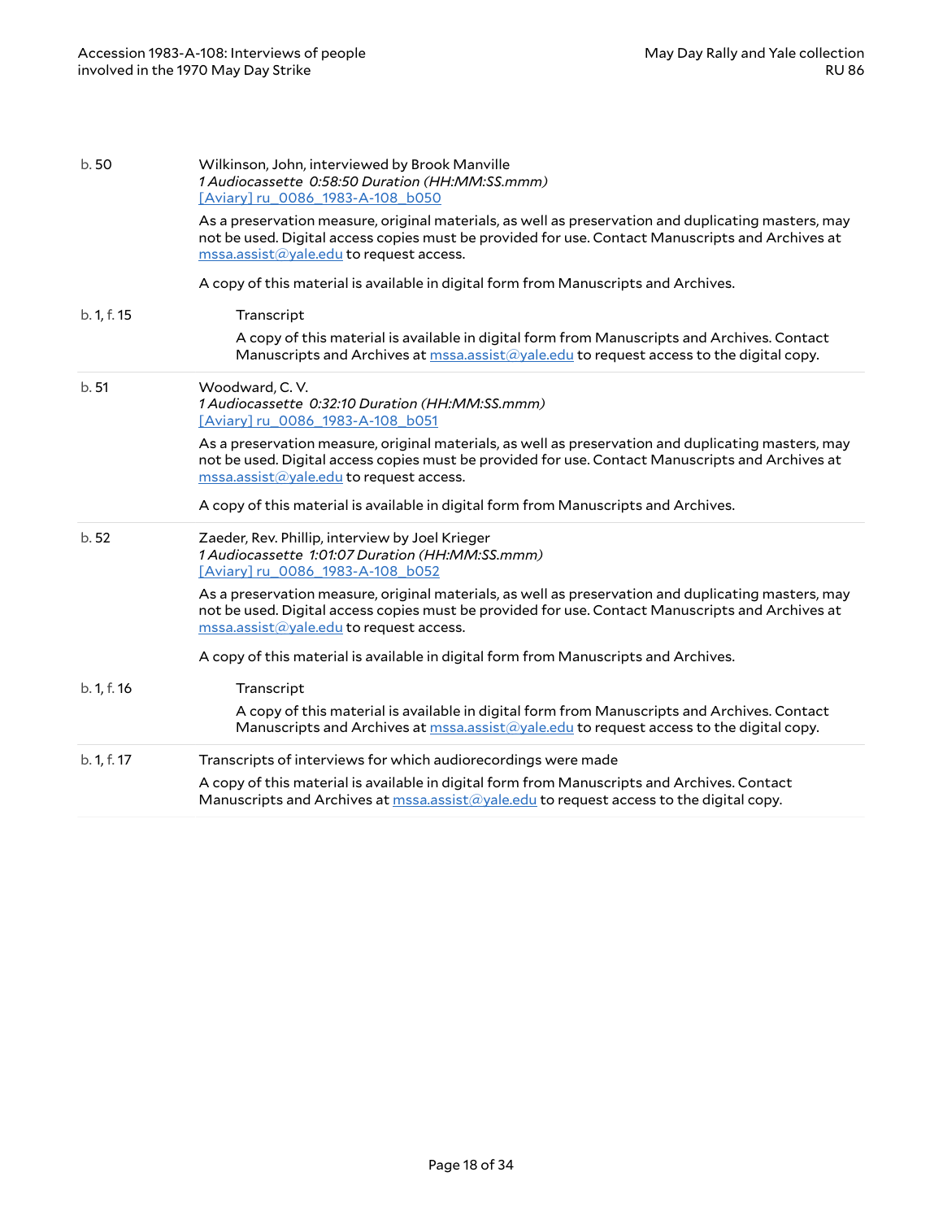| | |
|---|---|
| b. 50 | Wilkinson, John, interviewed by Brook Manville<br>*1 Audiocassette 0:58:50 Duration (HH:MM:SS.mmm)*<br>[Aviary] ru_0086_1983-A-108_b050<br><br>As a preservation measure, original materials, as well as preservation and duplicating masters, may not be used. Digital access copies must be provided for use. Contact Manuscripts and Archives at mssa.assist@yale.edu to request access.<br><br>A copy of this material is available in digital form from Manuscripts and Archives. |
| b. 1, f. 15 | Transcript<br><br>A copy of this material is available in digital form from Manuscripts and Archives. Contact Manuscripts and Archives at mssa.assist@yale.edu to request access to the digital copy. |
| b. 51 | Woodward, C. V.<br>*1 Audiocassette 0:32:10 Duration (HH:MM:SS.mmm)*<br>[Aviary] ru_0086_1983-A-108_b051<br><br>As a preservation measure, original materials, as well as preservation and duplicating masters, may not be used. Digital access copies must be provided for use. Contact Manuscripts and Archives at mssa.assist@yale.edu to request access.<br><br>A copy of this material is available in digital form from Manuscripts and Archives. |
| b. 52 | Zaeder, Rev. Phillip, interview by Joel Krieger<br>*1 Audiocassette 1:01:07 Duration (HH:MM:SS.mmm)*<br>[Aviary] ru_0086_1983-A-108_b052<br><br>As a preservation measure, original materials, as well as preservation and duplicating masters, may not be used. Digital access copies must be provided for use. Contact Manuscripts and Archives at mssa.assist@yale.edu to request access.<br><br>A copy of this material is available in digital form from Manuscripts and Archives. |
| b. 1, f. 16 | Transcript<br><br>A copy of this material is available in digital form from Manuscripts and Archives. Contact Manuscripts and Archives at mssa.assist@yale.edu to request access to the digital copy. |
| b. 1, f. 17 | Transcripts of interviews for which audiorecordings were made<br><br>A copy of this material is available in digital form from Manuscripts and Archives. Contact Manuscripts and Archives at mssa.assist@yale.edu to request access to the digital copy. |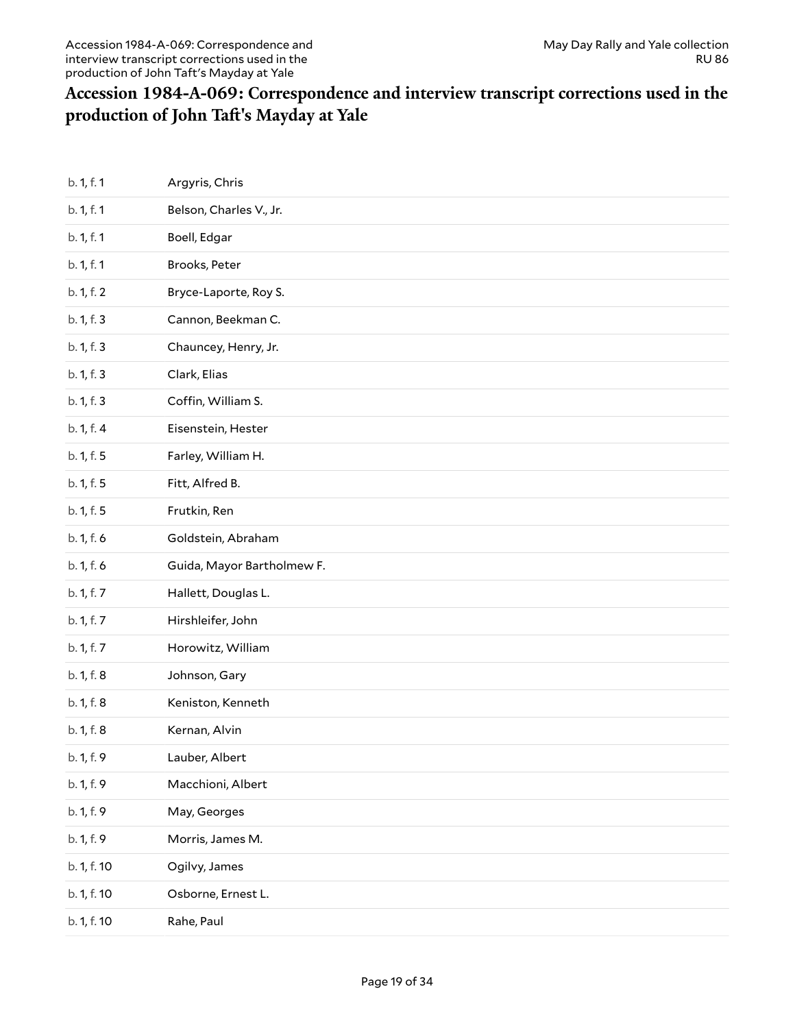## Accession 1984-A-069: Correspondence and interview transcript corrections used in the production of John Taft's Mayday at Yale

| | |
|---|---|
| b. 1, f. 1 | Argyris, Chris |
| b. 1, f. 1 | Belson, Charles V., Jr. |
| b. 1, f. 1 | Boell, Edgar |
| b. 1, f. 1 | Brooks, Peter |
| b. 1, f. 2 | Bryce-Laporte, Roy S. |
| b. 1, f. 3 | Cannon, Beekman C. |
| b. 1, f. 3 | Chauncey, Henry, Jr. |
| b. 1, f. 3 | Clark, Elias |
| b. 1, f. 3 | Coffin, William S. |
| b. 1, f. 4 | Eisenstein, Hester |
| b. 1, f. 5 | Farley, William H. |
| b. 1, f. 5 | Fitt, Alfred B. |
| b. 1, f. 5 | Frutkin, Ren |
| b. 1, f. 6 | Goldstein, Abraham |
| b. 1, f. 6 | Guida, Mayor Bartholmew F. |
| b. 1, f. 7 | Hallett, Douglas L. |
| b. 1, f. 7 | Hirshleifer, John |
| b. 1, f. 7 | Horowitz, William |
| b. 1, f. 8 | Johnson, Gary |
| b. 1, f. 8 | Keniston, Kenneth |
| b. 1, f. 8 | Kernan, Alvin |
| b. 1, f. 9 | Lauber, Albert |
| b. 1, f. 9 | Macchioni, Albert |
| b. 1, f. 9 | May, Georges |
| b. 1, f. 9 | Morris, James M. |
| b. 1, f. 10 | Ogilvy, James |
| b. 1, f. 10 | Osborne, Ernest L. |
| b. 1, f. 10 | Rahe, Paul |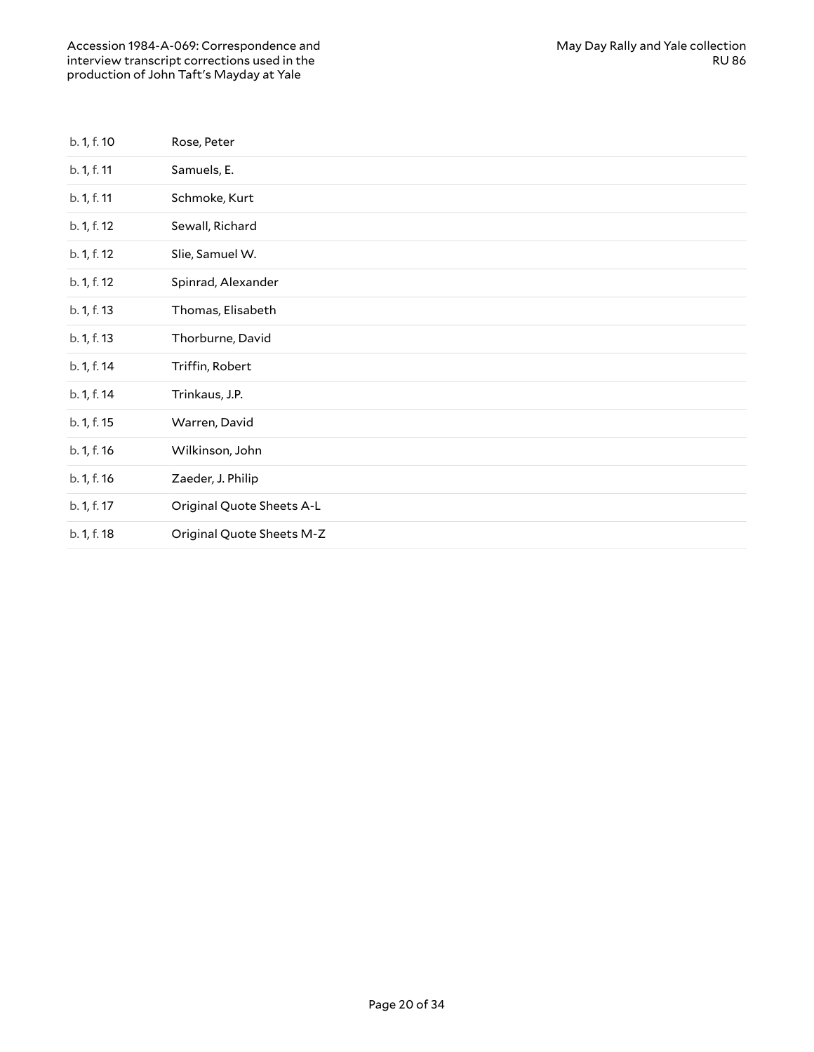| | |
|---|---|
| b. 1, f. 10 | Rose, Peter |
| b. 1, f. 11 | Samuels, E. |
| b. 1, f. 11 | Schmoke, Kurt |
| b. 1, f. 12 | Sewall, Richard |
| b. 1, f. 12 | Slie, Samuel W. |
| b. 1, f. 12 | Spinrad, Alexander |
| b. 1, f. 13 | Thomas, Elisabeth |
| b. 1, f. 13 | Thorburne, David |
| b. 1, f. 14 | Triffin, Robert |
| b. 1, f. 14 | Trinkaus, J.P. |
| b. 1, f. 15 | Warren, David |
| b. 1, f. 16 | Wilkinson, John |
| b. 1, f. 16 | Zaeder, J. Philip |
| b. 1, f. 17 | Original Quote Sheets A-L |
| b. 1, f. 18 | Original Quote Sheets M-Z |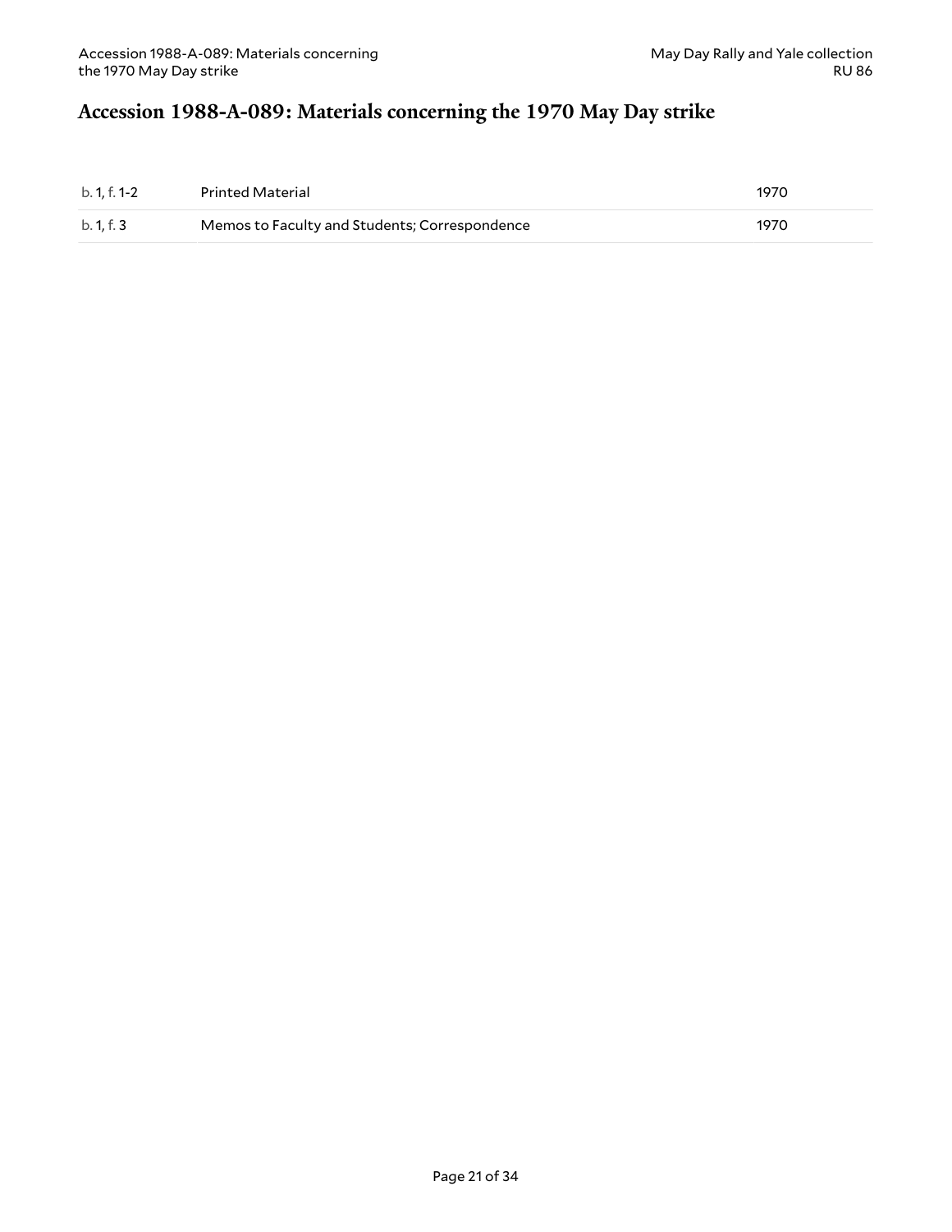## Accession 1988-A-089: Materials concerning the 1970 May Day strike

| | | |
|---|---|---|
| b. 1, f. 1-2 | Printed Material | 1970 |
| b. 1, f. 3 | Memos to Faculty and Students; Correspondence | 1970 |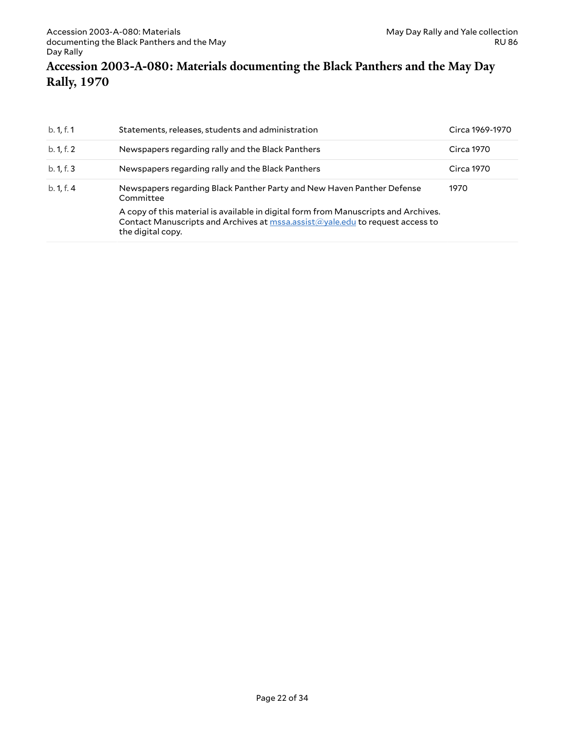# Accession 2003-A-080: Materials documenting the Black Panthers and the May Day Rally, 1970

| | | |
|---|---|---|
| b. 1, f. 1 | Statements, releases, students and administration | Circa 1969-1970 |
| b. 1, f. 2 | Newspapers regarding rally and the Black Panthers | Circa 1970 |
| b. 1, f. 3 | Newspapers regarding rally and the Black Panthers | Circa 1970 |
| b. 1, f. 4 | Newspapers regarding Black Panther Party and New Haven Panther Defense Committee<br>A copy of this material is available in digital form from Manuscripts and Archives. Contact Manuscripts and Archives at mssa.assist@yale.edu to request access to the digital copy. | 1970 |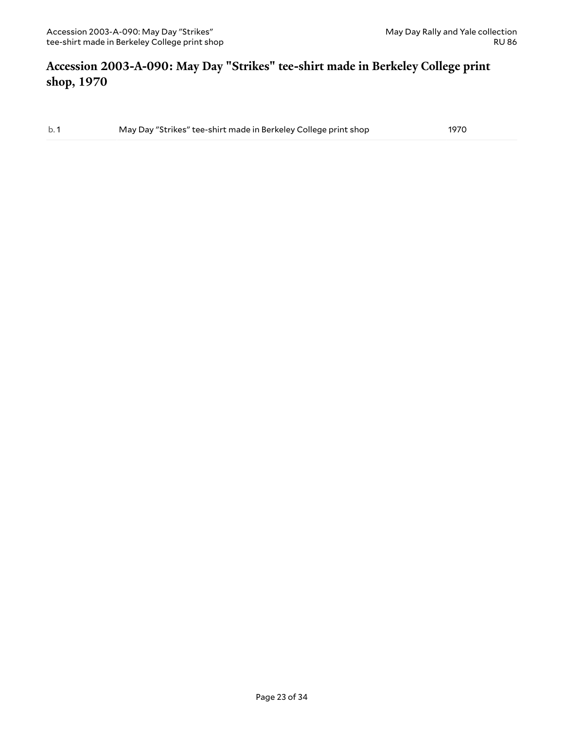## Accession 2003-A-090: May Day "Strikes" tee-shirt made in Berkeley College print shop, 1970

| | | |
|---|---|---|
| b. 1 | May Day "Strikes" tee-shirt made in Berkeley College print shop | 1970 |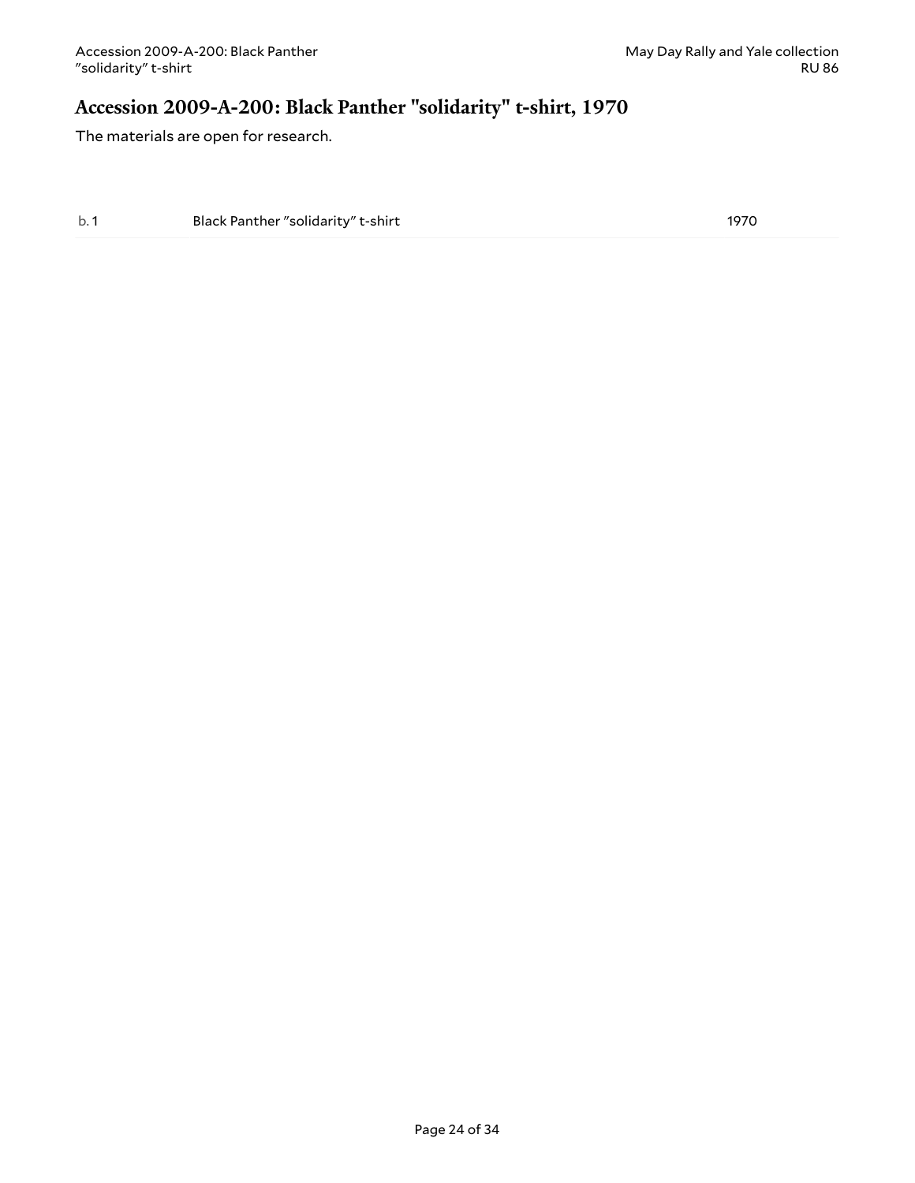## Accession 2009-A-200: Black Panther "solidarity" t-shirt, 1970

The materials are open for research.

| | | |
|---|---|---|
| b. 1 | Black Panther "solidarity" t-shirt | 1970 |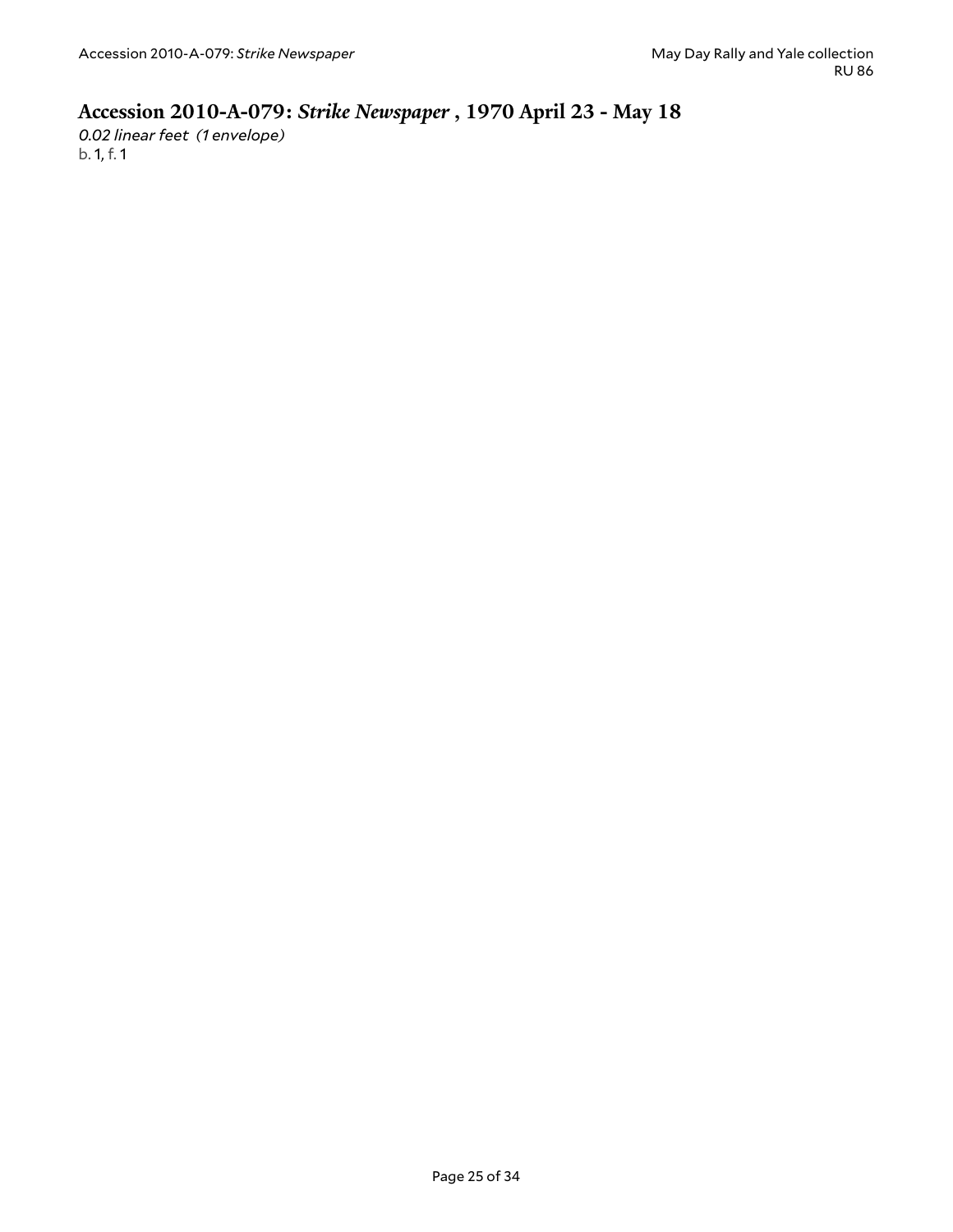## Accession 2010-A-079: *Strike Newspaper* , 1970 April 23 - May 18

*0.02 linear feet (1 envelope)*

b. 1, f. 1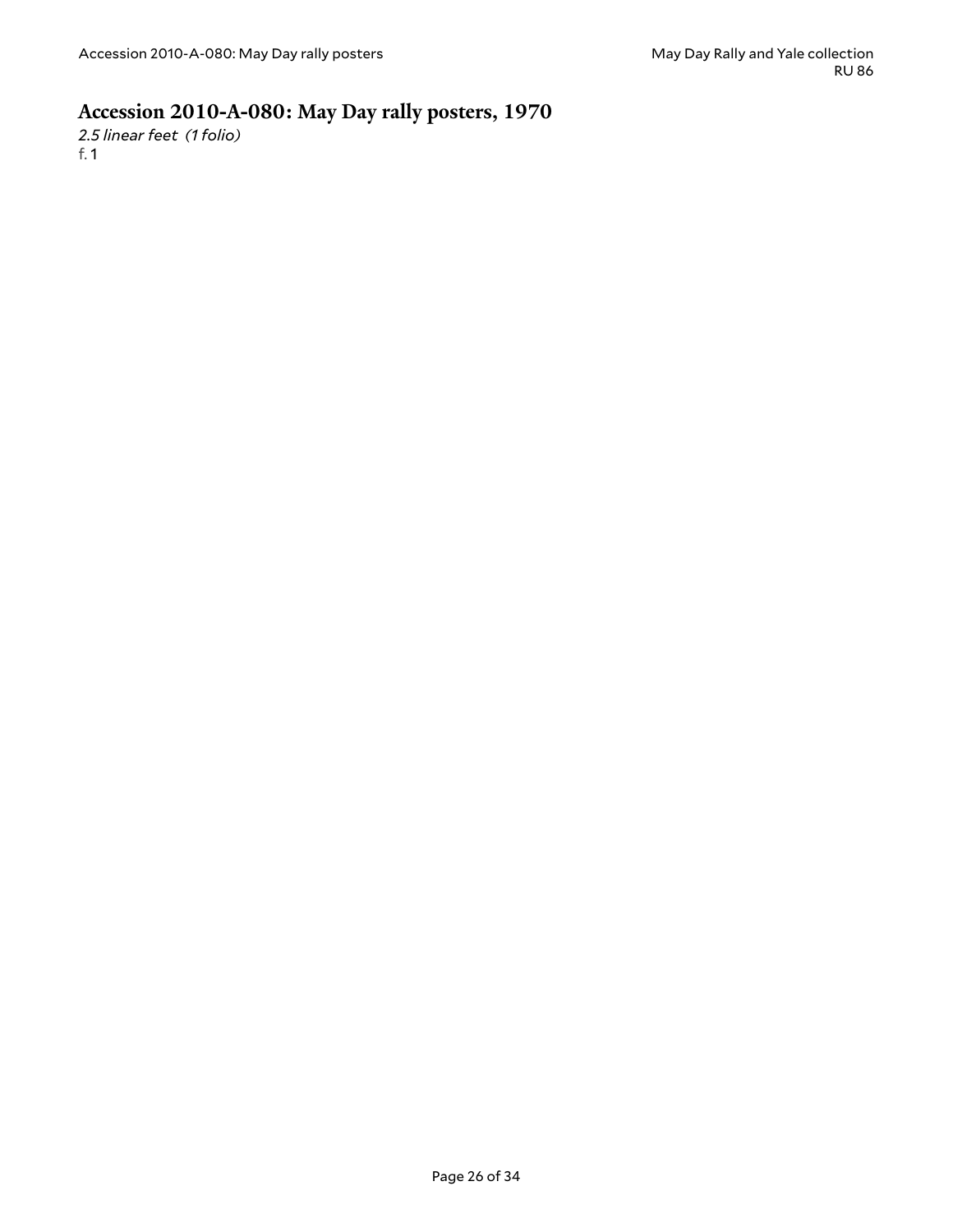## Accession 2010-A-080: May Day rally posters, 1970

*2.5 linear feet (1 folio)*

f. 1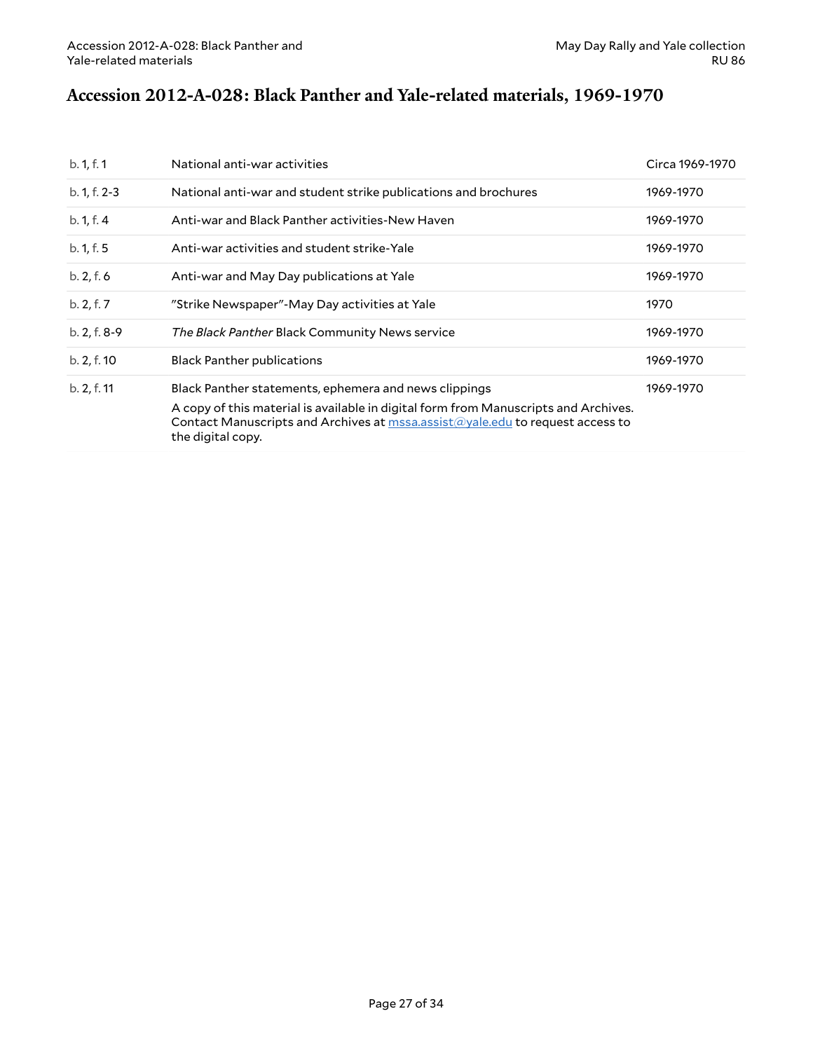## Accession 2012-A-028: Black Panther and Yale-related materials, 1969-1970

| | | |
|---|---|---|
| b. 1, f. 1 | National anti-war activities | Circa 1969-1970 |
| b. 1, f. 2-3 | National anti-war and student strike publications and brochures | 1969-1970 |
| b. 1, f. 4 | Anti-war and Black Panther activities-New Haven | 1969-1970 |
| b. 1, f. 5 | Anti-war activities and student strike-Yale | 1969-1970 |
| b. 2, f. 6 | Anti-war and May Day publications at Yale | 1969-1970 |
| b. 2, f. 7 | "Strike Newspaper"-May Day activities at Yale | 1970 |
| b. 2, f. 8-9 | *The Black Panther* Black Community News service | 1969-1970 |
| b. 2, f. 10 | Black Panther publications | 1969-1970 |
| b. 2, f. 11 | Black Panther statements, ephemera and news clippings<br>A copy of this material is available in digital form from Manuscripts and Archives. Contact Manuscripts and Archives at mssa.assist@yale.edu to request access to the digital copy. | 1969-1970 |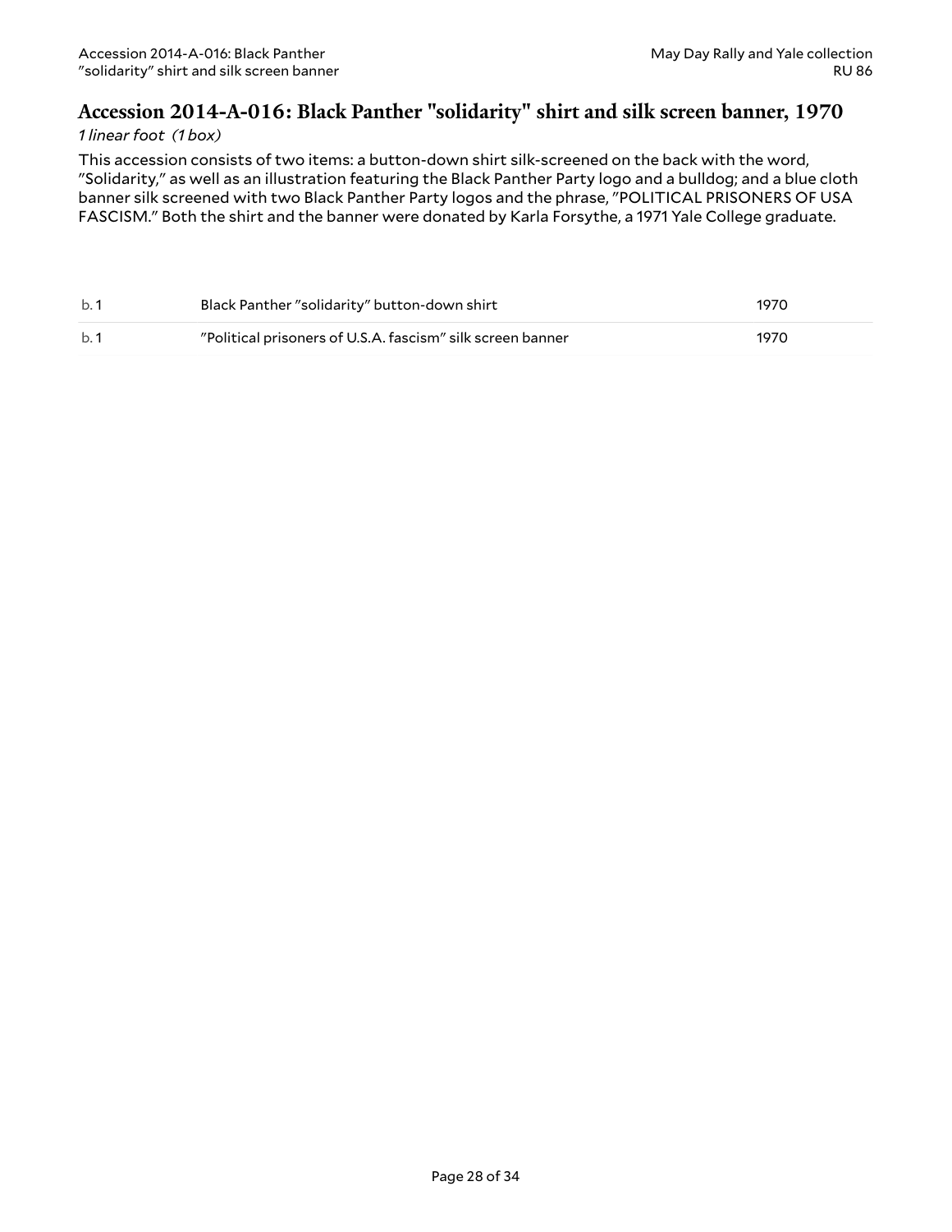## Accession 2014-A-016: Black Panther "solidarity" shirt and silk screen banner, 1970

*1 linear foot (1 box)*

This accession consists of two items: a button-down shirt silk-screened on the back with the word, "Solidarity," as well as an illustration featuring the Black Panther Party logo and a bulldog; and a blue cloth banner silk screened with two Black Panther Party logos and the phrase, "POLITICAL PRISONERS OF USA FASCISM." Both the shirt and the banner were donated by Karla Forsythe, a 1971 Yale College graduate.

| | | |
|---|---|---|
| b. 1 | Black Panther "solidarity" button-down shirt | 1970 |
| b. 1 | "Political prisoners of U.S.A. fascism" silk screen banner | 1970 |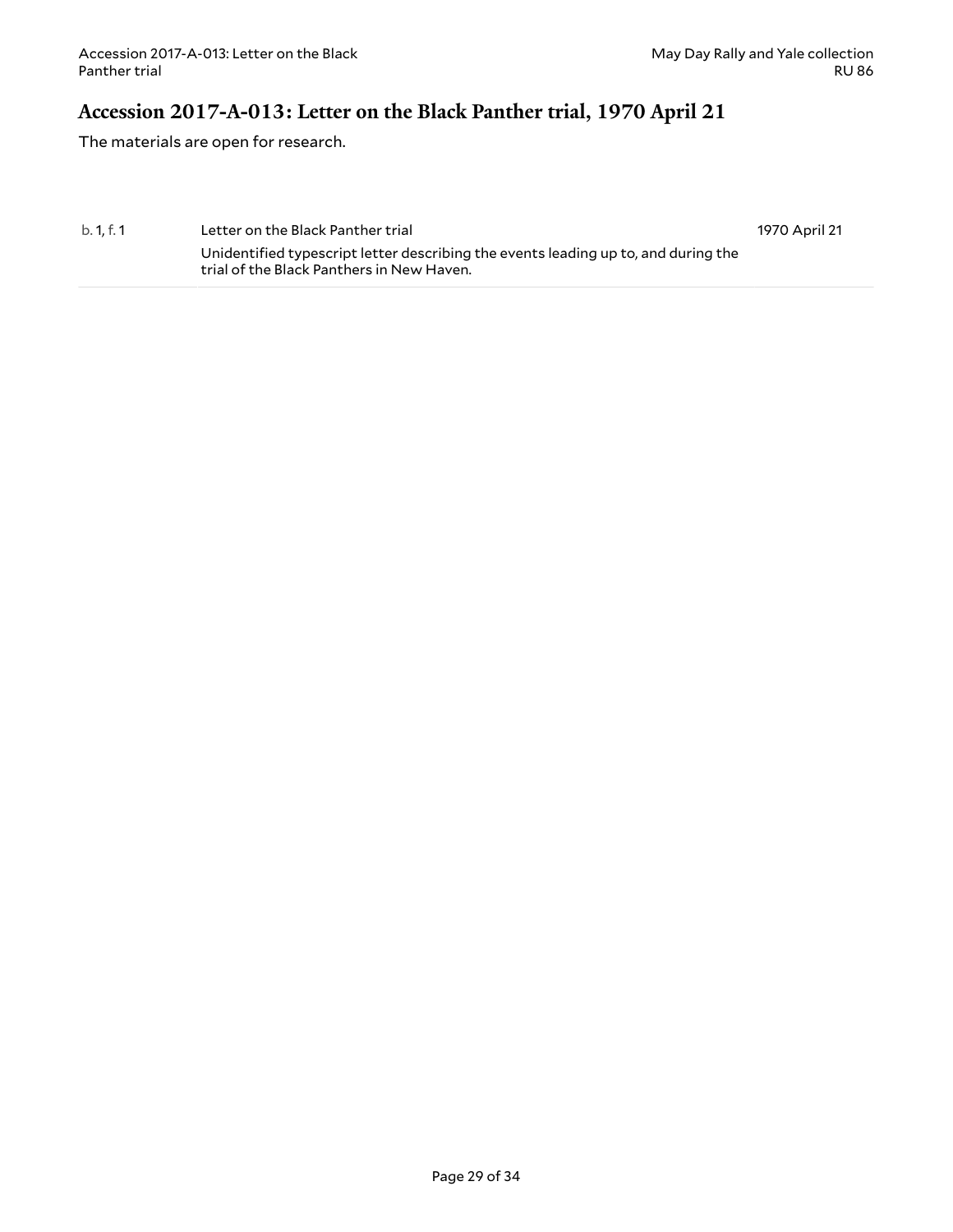## Accession 2017-A-013: Letter on the Black Panther trial, 1970 April 21

The materials are open for research.

| | | |
|---|---|---|
| b. 1, f. 1 | Letter on the Black Panther trial<br>Unidentified typescript letter describing the events leading up to, and during the trial of the Black Panthers in New Haven. | 1970 April 21 |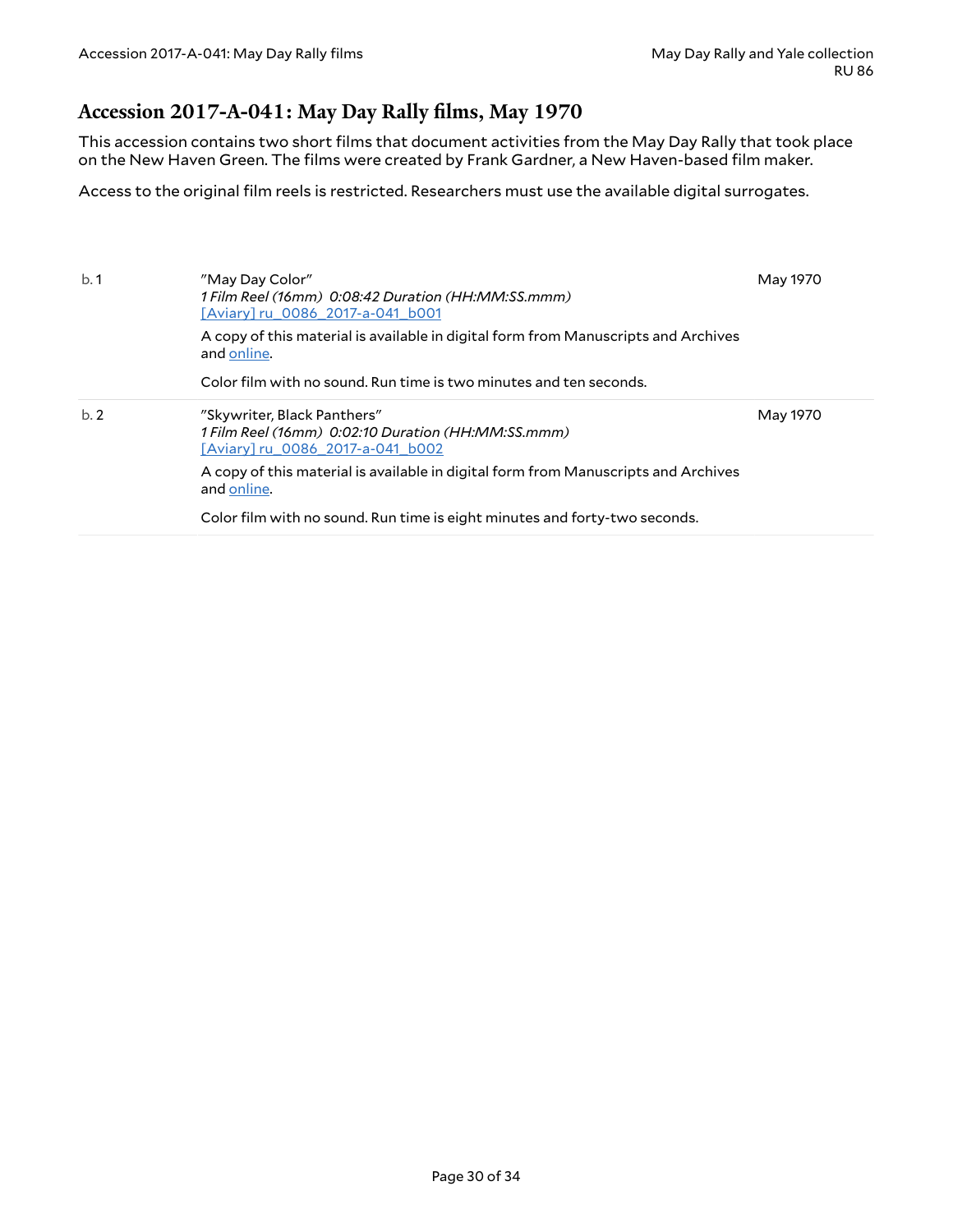# Accession 2017-A-041: May Day Rally films, May 1970

This accession contains two short films that document activities from the May Day Rally that took place on the New Haven Green. The films were created by Frank Gardner, a New Haven-based film maker.

Access to the original film reels is restricted. Researchers must use the available digital surrogates.

| | | |
|---|---|---|
| b. 1 | "May Day Color"<br>*1 Film Reel (16mm) 0:08:42 Duration (HH:MM:SS.mmm)*<br>[Aviary] ru_0086_2017-a-041_b001<br><br>A copy of this material is available in digital form from Manuscripts and Archives and online.<br><br>Color film with no sound. Run time is two minutes and ten seconds. | May 1970 |
| b. 2 | "Skywriter, Black Panthers"<br>*1 Film Reel (16mm) 0:02:10 Duration (HH:MM:SS.mmm)*<br>[Aviary] ru_0086_2017-a-041_b002<br><br>A copy of this material is available in digital form from Manuscripts and Archives and online.<br><br>Color film with no sound. Run time is eight minutes and forty-two seconds. | May 1970 |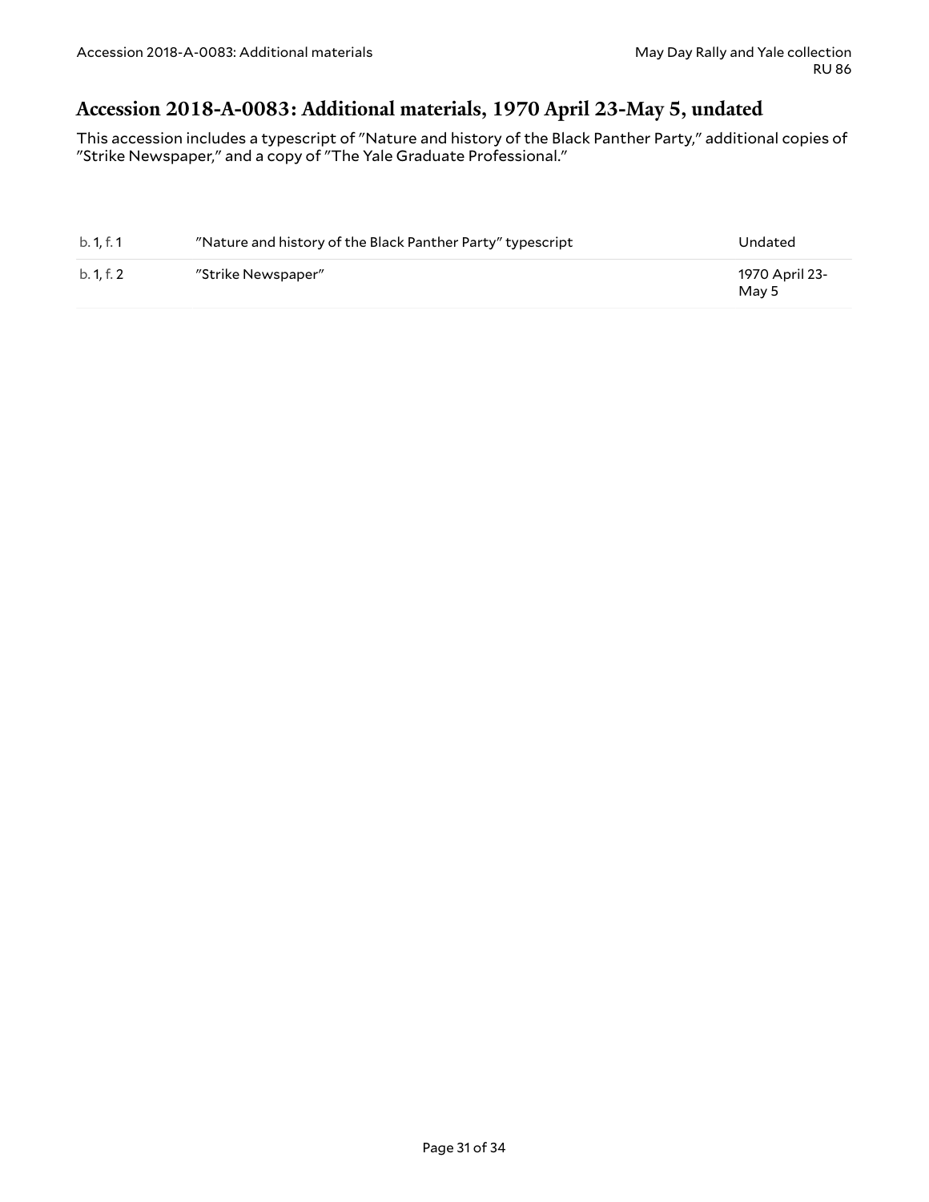## Accession 2018-A-0083: Additional materials, 1970 April 23-May 5, undated

This accession includes a typescript of "Nature and history of the Black Panther Party," additional copies of "Strike Newspaper," and a copy of "The Yale Graduate Professional."

| | | |
|---|---|---|
| b. 1, f. 1 | "Nature and history of the Black Panther Party" typescript | Undated |
| b. 1, f. 2 | "Strike Newspaper" | 1970 April 23-May 5 |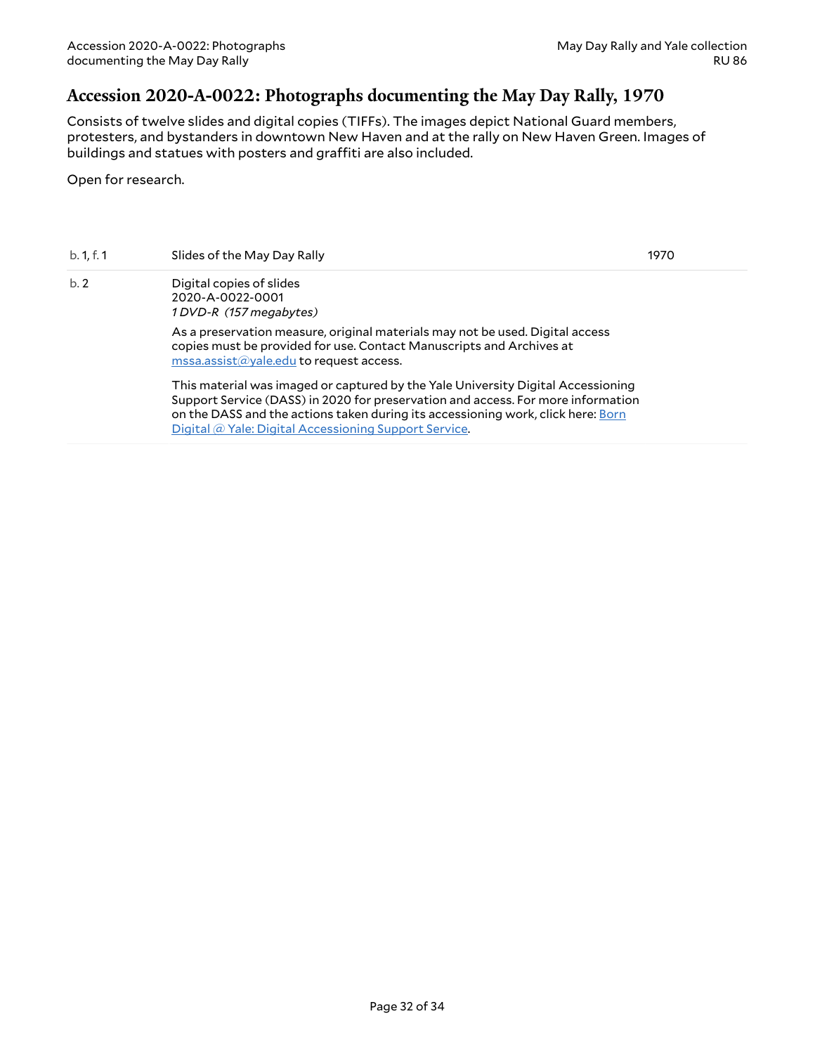## Accession 2020-A-0022: Photographs documenting the May Day Rally, 1970

Consists of twelve slides and digital copies (TIFFs). The images depict National Guard members, protesters, and bystanders in downtown New Haven and at the rally on New Haven Green. Images of buildings and statues with posters and graffiti are also included.

Open for research.

| | | |
|---|---|---|
| b. 1, f. 1 | Slides of the May Day Rally | 1970 |
| b. 2 | Digital copies of slides<br>2020-A-0022-0001<br>*1 DVD-R (157 megabytes)*<br><br>As a preservation measure, original materials may not be used. Digital access copies must be provided for use. Contact Manuscripts and Archives at mssa.assist@yale.edu to request access.<br><br>This material was imaged or captured by the Yale University Digital Accessioning Support Service (DASS) in 2020 for preservation and access. For more information on the DASS and the actions taken during its accessioning work, click here: Born Digital @ Yale: Digital Accessioning Support Service. | |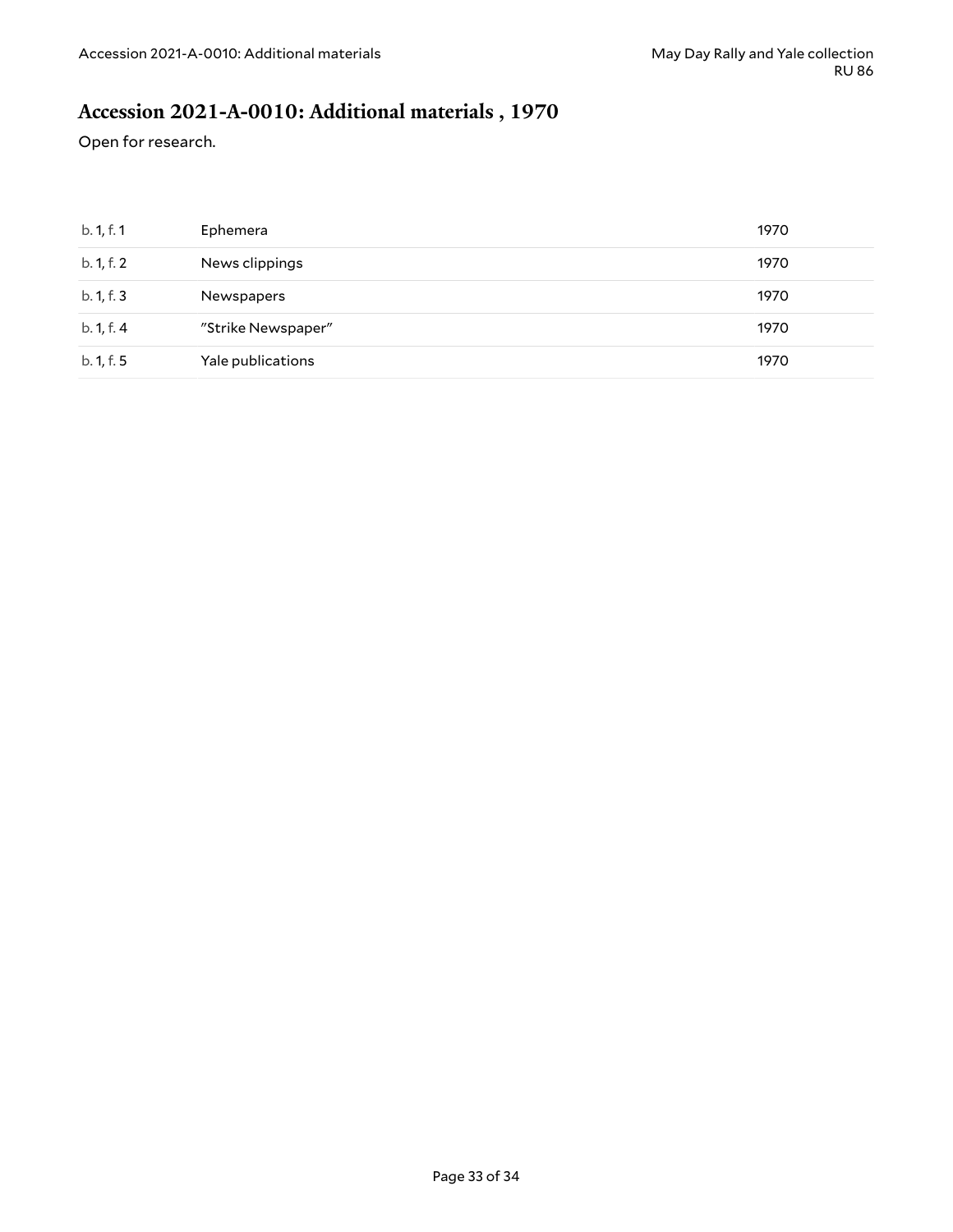## Accession 2021-A-0010: Additional materials , 1970

Open for research.

| | | |
|---|---|---|
| b. 1, f. 1 | Ephemera | 1970 |
| b. 1, f. 2 | News clippings | 1970 |
| b. 1, f. 3 | Newspapers | 1970 |
| b. 1, f. 4 | "Strike Newspaper" | 1970 |
| b. 1, f. 5 | Yale publications | 1970 |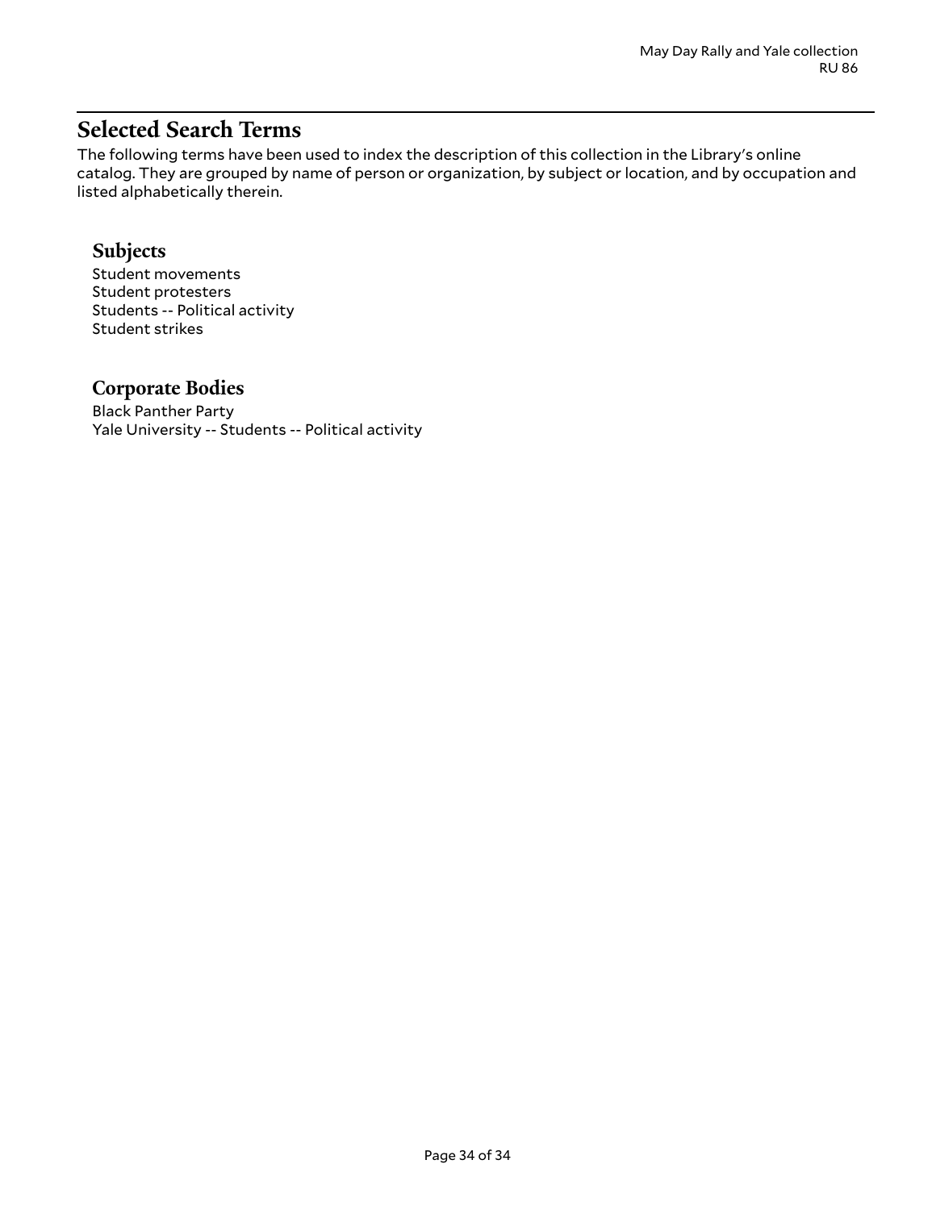## Selected Search Terms

The following terms have been used to index the description of this collection in the Library's online catalog. They are grouped by name of person or organization, by subject or location, and by occupation and listed alphabetically therein.

### Subjects

Student movements
Student protesters
Students -- Political activity
Student strikes

### Corporate Bodies

Black Panther Party
Yale University -- Students -- Political activity